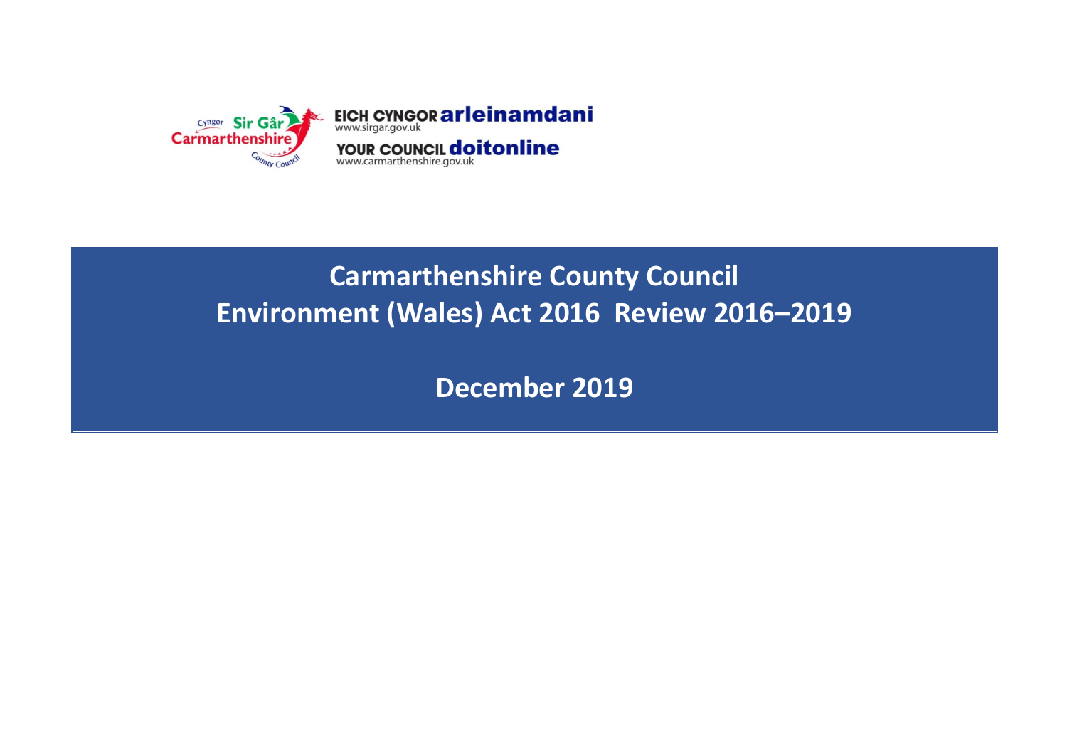Cyngor Sir Gâr Carmarthenshire County Council

EICH CYNGOR arleinamdani
www.sirgar.gov.uk

YOUR COUNCIL doitonline
www.carmarthenshire.gov.uk

# Carmarthenshire County Council
# Environment (Wales) Act 2016 Review 2016–2019

## December 2019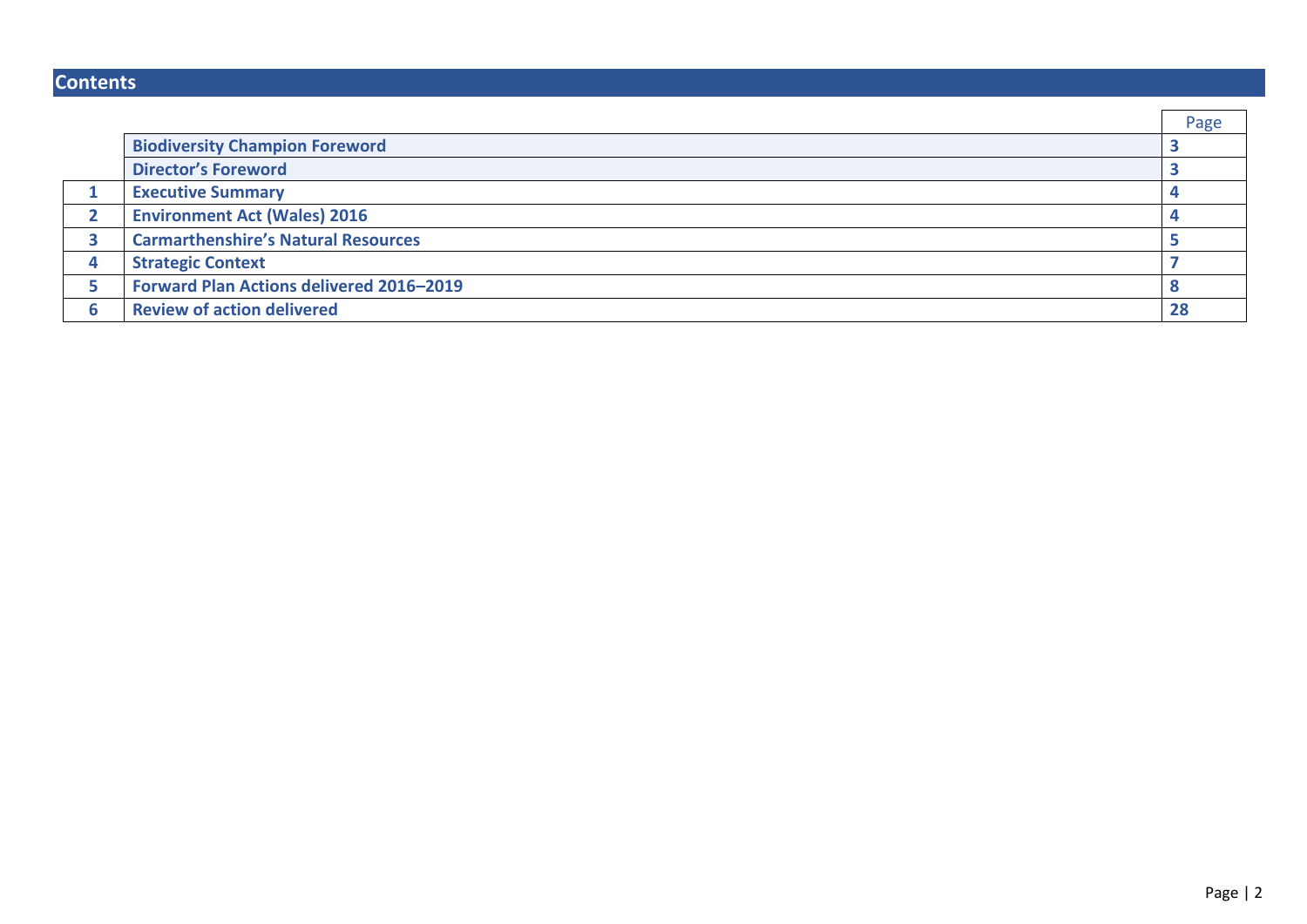## Contents

| | | Page |
|---|---|---|
| | **Biodiversity Champion Foreword** | **3** |
| | **Director's Foreword** | **3** |
| **1** | **Executive Summary** | **4** |
| **2** | **Environment Act (Wales) 2016** | **4** |
| **3** | **Carmarthenshire's Natural Resources** | **5** |
| **4** | **Strategic Context** | **7** |
| **5** | **Forward Plan Actions delivered 2016–2019** | **8** |
| **6** | **Review of action delivered** | **28** |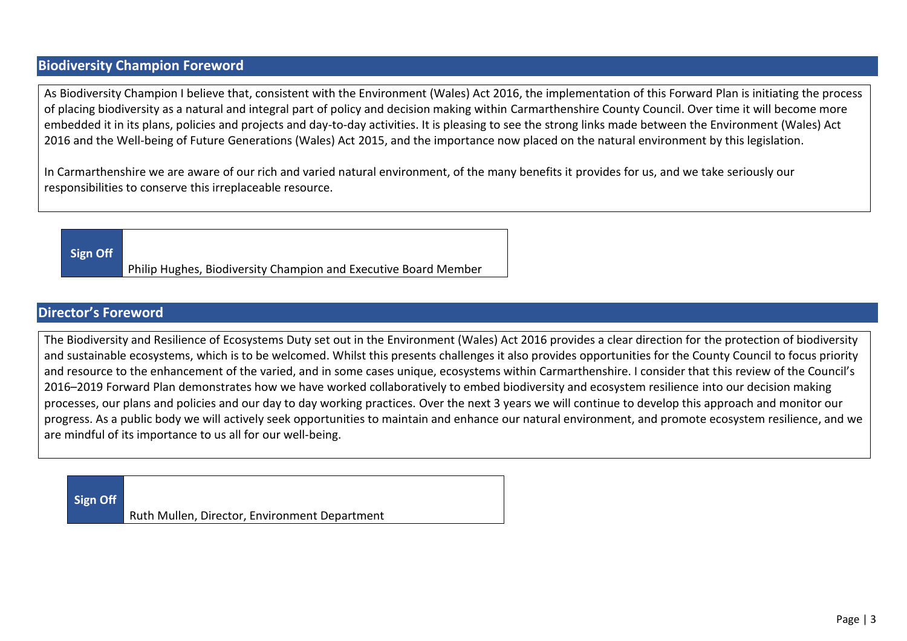## Biodiversity Champion Foreword

As Biodiversity Champion I believe that, consistent with the Environment (Wales) Act 2016, the implementation of this Forward Plan is initiating the process of placing biodiversity as a natural and integral part of policy and decision making within Carmarthenshire County Council. Over time it will become more embedded it in its plans, policies and projects and day-to-day activities. It is pleasing to see the strong links made between the Environment (Wales) Act 2016 and the Well-being of Future Generations (Wales) Act 2015, and the importance now placed on the natural environment by this legislation.

In Carmarthenshire we are aware of our rich and varied natural environment, of the many benefits it provides for us, and we take seriously our responsibilities to conserve this irreplaceable resource.

| **Sign Off** | Philip Hughes, Biodiversity Champion and Executive Board Member |
|---|---|

## Director's Foreword

The Biodiversity and Resilience of Ecosystems Duty set out in the Environment (Wales) Act 2016 provides a clear direction for the protection of biodiversity and sustainable ecosystems, which is to be welcomed. Whilst this presents challenges it also provides opportunities for the County Council to focus priority and resource to the enhancement of the varied, and in some cases unique, ecosystems within Carmarthenshire. I consider that this review of the Council's 2016–2019 Forward Plan demonstrates how we have worked collaboratively to embed biodiversity and ecosystem resilience into our decision making processes, our plans and policies and our day to day working practices. Over the next 3 years we will continue to develop this approach and monitor our progress. As a public body we will actively seek opportunities to maintain and enhance our natural environment, and promote ecosystem resilience, and we are mindful of its importance to us all for our well-being.

| **Sign Off** | Ruth Mullen, Director, Environment Department |
|---|---|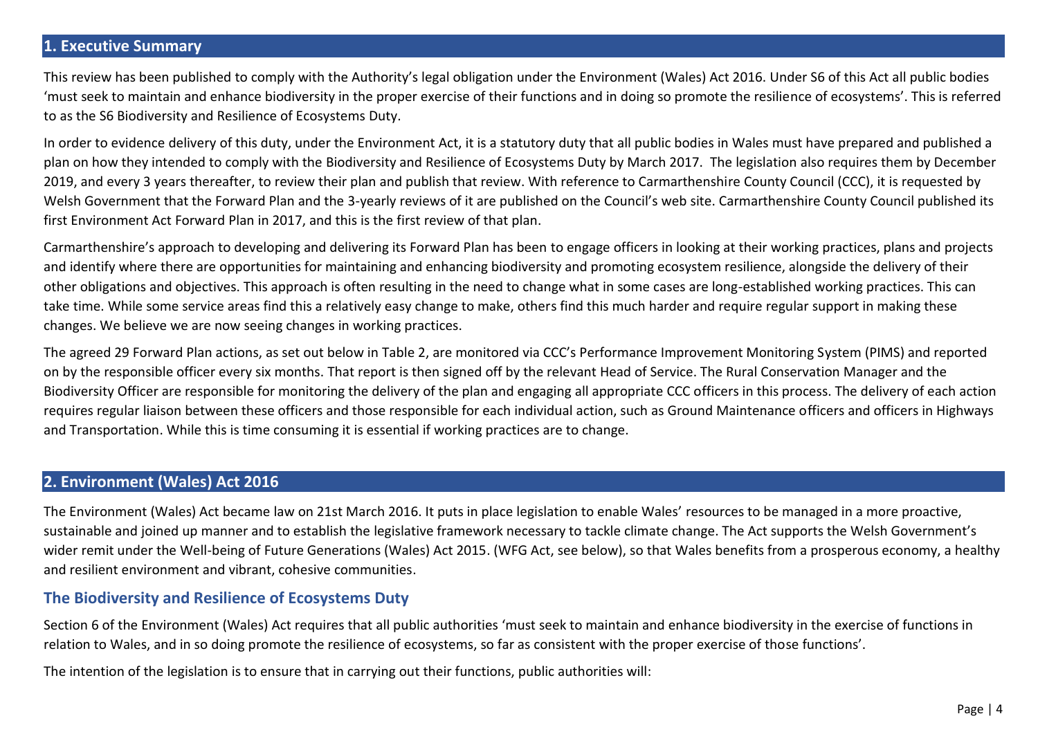## 1. Executive Summary

This review has been published to comply with the Authority's legal obligation under the Environment (Wales) Act 2016. Under S6 of this Act all public bodies 'must seek to maintain and enhance biodiversity in the proper exercise of their functions and in doing so promote the resilience of ecosystems'. This is referred to as the S6 Biodiversity and Resilience of Ecosystems Duty.

In order to evidence delivery of this duty, under the Environment Act, it is a statutory duty that all public bodies in Wales must have prepared and published a plan on how they intended to comply with the Biodiversity and Resilience of Ecosystems Duty by March 2017. The legislation also requires them by December 2019, and every 3 years thereafter, to review their plan and publish that review. With reference to Carmarthenshire County Council (CCC), it is requested by Welsh Government that the Forward Plan and the 3-yearly reviews of it are published on the Council's web site. Carmarthenshire County Council published its first Environment Act Forward Plan in 2017, and this is the first review of that plan.

Carmarthenshire's approach to developing and delivering its Forward Plan has been to engage officers in looking at their working practices, plans and projects and identify where there are opportunities for maintaining and enhancing biodiversity and promoting ecosystem resilience, alongside the delivery of their other obligations and objectives. This approach is often resulting in the need to change what in some cases are long-established working practices. This can take time. While some service areas find this a relatively easy change to make, others find this much harder and require regular support in making these changes. We believe we are now seeing changes in working practices.

The agreed 29 Forward Plan actions, as set out below in Table 2, are monitored via CCC's Performance Improvement Monitoring System (PIMS) and reported on by the responsible officer every six months. That report is then signed off by the relevant Head of Service. The Rural Conservation Manager and the Biodiversity Officer are responsible for monitoring the delivery of the plan and engaging all appropriate CCC officers in this process. The delivery of each action requires regular liaison between these officers and those responsible for each individual action, such as Ground Maintenance officers and officers in Highways and Transportation. While this is time consuming it is essential if working practices are to change.

## 2. Environment (Wales) Act 2016

The Environment (Wales) Act became law on 21st March 2016. It puts in place legislation to enable Wales' resources to be managed in a more proactive, sustainable and joined up manner and to establish the legislative framework necessary to tackle climate change. The Act supports the Welsh Government's wider remit under the Well-being of Future Generations (Wales) Act 2015. (WFG Act, see below), so that Wales benefits from a prosperous economy, a healthy and resilient environment and vibrant, cohesive communities.

### The Biodiversity and Resilience of Ecosystems Duty

Section 6 of the Environment (Wales) Act requires that all public authorities 'must seek to maintain and enhance biodiversity in the exercise of functions in relation to Wales, and in so doing promote the resilience of ecosystems, so far as consistent with the proper exercise of those functions'.

The intention of the legislation is to ensure that in carrying out their functions, public authorities will: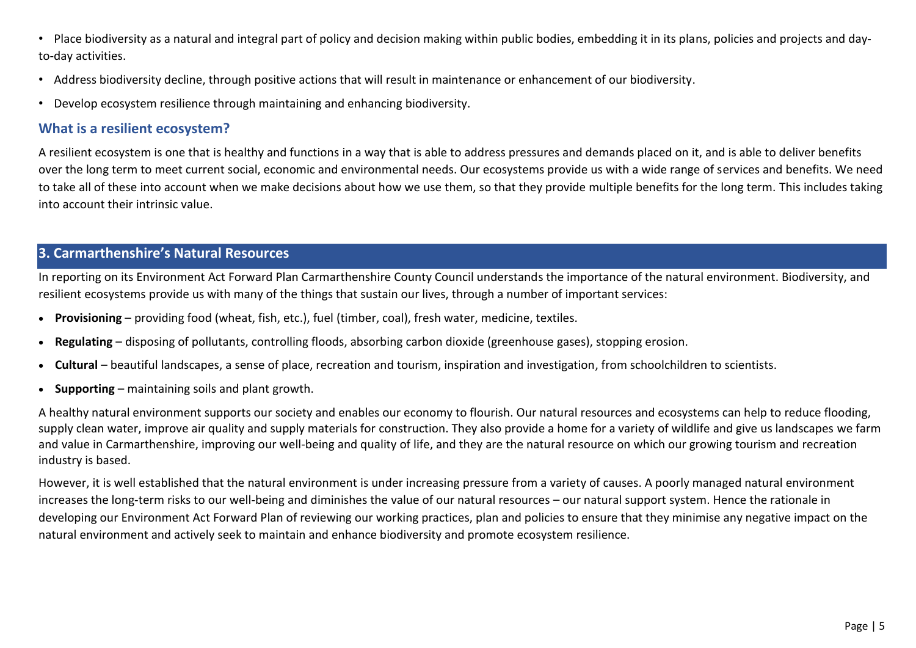- Place biodiversity as a natural and integral part of policy and decision making within public bodies, embedding it in its plans, policies and projects and day-to-day activities.
- Address biodiversity decline, through positive actions that will result in maintenance or enhancement of our biodiversity.
- Develop ecosystem resilience through maintaining and enhancing biodiversity.

### What is a resilient ecosystem?

A resilient ecosystem is one that is healthy and functions in a way that is able to address pressures and demands placed on it, and is able to deliver benefits over the long term to meet current social, economic and environmental needs. Our ecosystems provide us with a wide range of services and benefits. We need to take all of these into account when we make decisions about how we use them, so that they provide multiple benefits for the long term. This includes taking into account their intrinsic value.

## 3. Carmarthenshire's Natural Resources

In reporting on its Environment Act Forward Plan Carmarthenshire County Council understands the importance of the natural environment. Biodiversity, and resilient ecosystems provide us with many of the things that sustain our lives, through a number of important services:

- **Provisioning** – providing food (wheat, fish, etc.), fuel (timber, coal), fresh water, medicine, textiles.
- **Regulating** – disposing of pollutants, controlling floods, absorbing carbon dioxide (greenhouse gases), stopping erosion.
- **Cultural** – beautiful landscapes, a sense of place, recreation and tourism, inspiration and investigation, from schoolchildren to scientists.
- **Supporting** – maintaining soils and plant growth.

A healthy natural environment supports our society and enables our economy to flourish. Our natural resources and ecosystems can help to reduce flooding, supply clean water, improve air quality and supply materials for construction. They also provide a home for a variety of wildlife and give us landscapes we farm and value in Carmarthenshire, improving our well-being and quality of life, and they are the natural resource on which our growing tourism and recreation industry is based.

However, it is well established that the natural environment is under increasing pressure from a variety of causes. A poorly managed natural environment increases the long-term risks to our well-being and diminishes the value of our natural resources – our natural support system. Hence the rationale in developing our Environment Act Forward Plan of reviewing our working practices, plan and policies to ensure that they minimise any negative impact on the natural environment and actively seek to maintain and enhance biodiversity and promote ecosystem resilience.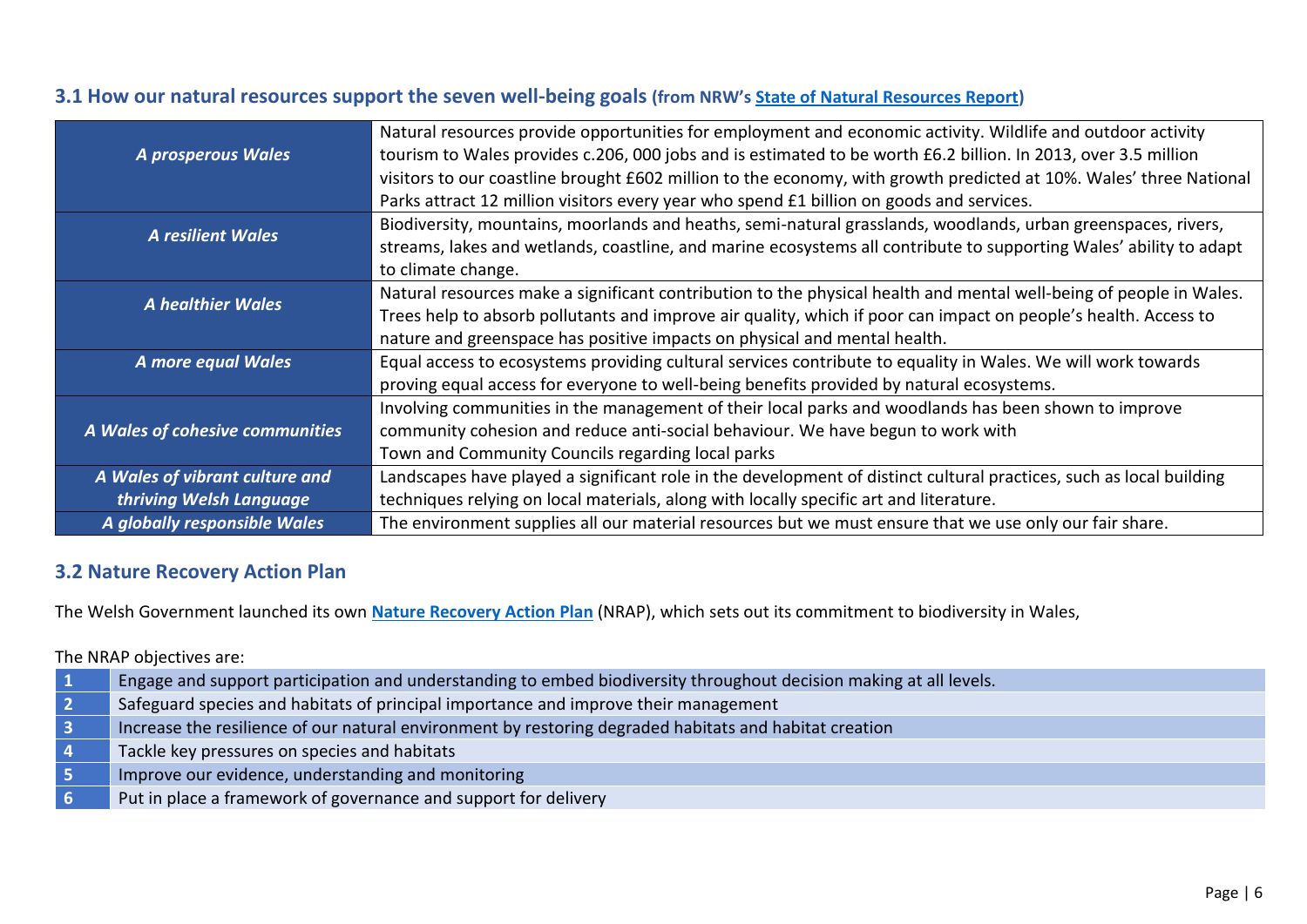### 3.1 How our natural resources support the seven well-being goals (from NRW's State of Natural Resources Report)

| | |
|---|---|
| ***A prosperous Wales*** | Natural resources provide opportunities for employment and economic activity. Wildlife and outdoor activity tourism to Wales provides c.206, 000 jobs and is estimated to be worth £6.2 billion. In 2013, over 3.5 million visitors to our coastline brought £602 million to the economy, with growth predicted at 10%. Wales' three National Parks attract 12 million visitors every year who spend £1 billion on goods and services. |
| ***A resilient Wales*** | Biodiversity, mountains, moorlands and heaths, semi-natural grasslands, woodlands, urban greenspaces, rivers, streams, lakes and wetlands, coastline, and marine ecosystems all contribute to supporting Wales' ability to adapt to climate change. |
| ***A healthier Wales*** | Natural resources make a significant contribution to the physical health and mental well-being of people in Wales. Trees help to absorb pollutants and improve air quality, which if poor can impact on people's health. Access to nature and greenspace has positive impacts on physical and mental health. |
| ***A more equal Wales*** | Equal access to ecosystems providing cultural services contribute to equality in Wales. We will work towards proving equal access for everyone to well-being benefits provided by natural ecosystems. |
| ***A Wales of cohesive communities*** | Involving communities in the management of their local parks and woodlands has been shown to improve community cohesion and reduce anti-social behaviour. We have begun to work with Town and Community Councils regarding local parks |
| ***A Wales of vibrant culture and thriving Welsh Language*** | Landscapes have played a significant role in the development of distinct cultural practices, such as local building techniques relying on local materials, along with locally specific art and literature. |
| ***A globally responsible Wales*** | The environment supplies all our material resources but we must ensure that we use only our fair share. |

### 3.2 Nature Recovery Action Plan

The Welsh Government launched its own **Nature Recovery Action Plan** (NRAP), which sets out its commitment to biodiversity in Wales,

The NRAP objectives are:

| | |
|---|---|
| **1** | Engage and support participation and understanding to embed biodiversity throughout decision making at all levels. |
| **2** | Safeguard species and habitats of principal importance and improve their management |
| **3** | Increase the resilience of our natural environment by restoring degraded habitats and habitat creation |
| **4** | Tackle key pressures on species and habitats |
| **5** | Improve our evidence, understanding and monitoring |
| **6** | Put in place a framework of governance and support for delivery |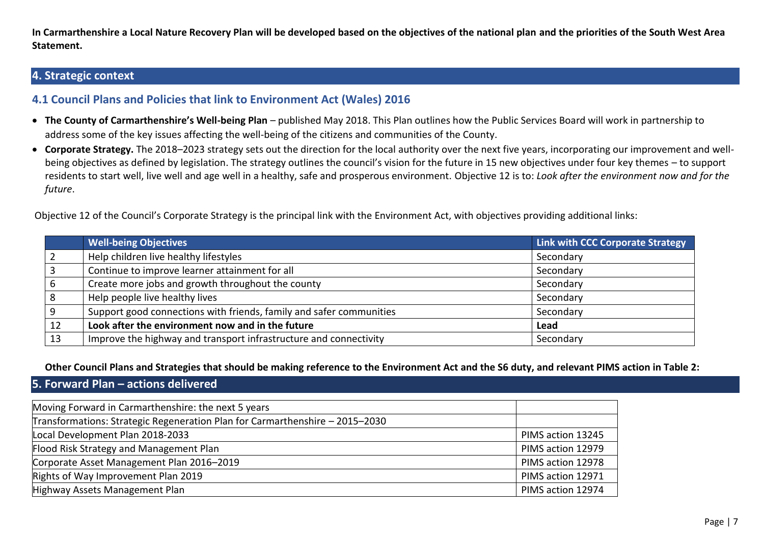**In Carmarthenshire a Local Nature Recovery Plan will be developed based on the objectives of the national plan and the priorities of the South West Area Statement.**

## 4. Strategic context

### 4.1 Council Plans and Policies that link to Environment Act (Wales) 2016

- **The County of Carmarthenshire's Well-being Plan** – published May 2018. This Plan outlines how the Public Services Board will work in partnership to address some of the key issues affecting the well-being of the citizens and communities of the County.
- **Corporate Strategy.** The 2018–2023 strategy sets out the direction for the local authority over the next five years, incorporating our improvement and well-being objectives as defined by legislation. The strategy outlines the council's vision for the future in 15 new objectives under four key themes – to support residents to start well, live well and age well in a healthy, safe and prosperous environment. Objective 12 is to: *Look after the environment now and for the future*.

Objective 12 of the Council's Corporate Strategy is the principal link with the Environment Act, with objectives providing additional links:

| | Well-being Objectives | Link with CCC Corporate Strategy |
|---|---|---|
| 2 | Help children live healthy lifestyles | Secondary |
| 3 | Continue to improve learner attainment for all | Secondary |
| 6 | Create more jobs and growth throughout the county | Secondary |
| 8 | Help people live healthy lives | Secondary |
| 9 | Support good connections with friends, family and safer communities | Secondary |
| **12** | **Look after the environment now and in the future** | **Lead** |
| 13 | Improve the highway and transport infrastructure and connectivity | Secondary |

**Other Council Plans and Strategies that should be making reference to the Environment Act and the S6 duty, and relevant PIMS action in Table 2:**

## 5. Forward Plan – actions delivered

| | |
|---|---|
| Moving Forward in Carmarthenshire: the next 5 years | |
| Transformations: Strategic Regeneration Plan for Carmarthenshire – 2015–2030 | |
| Local Development Plan 2018-2033 | PIMS action 13245 |
| Flood Risk Strategy and Management Plan | PIMS action 12979 |
| Corporate Asset Management Plan 2016–2019 | PIMS action 12978 |
| Rights of Way Improvement Plan 2019 | PIMS action 12971 |
| Highway Assets Management Plan | PIMS action 12974 |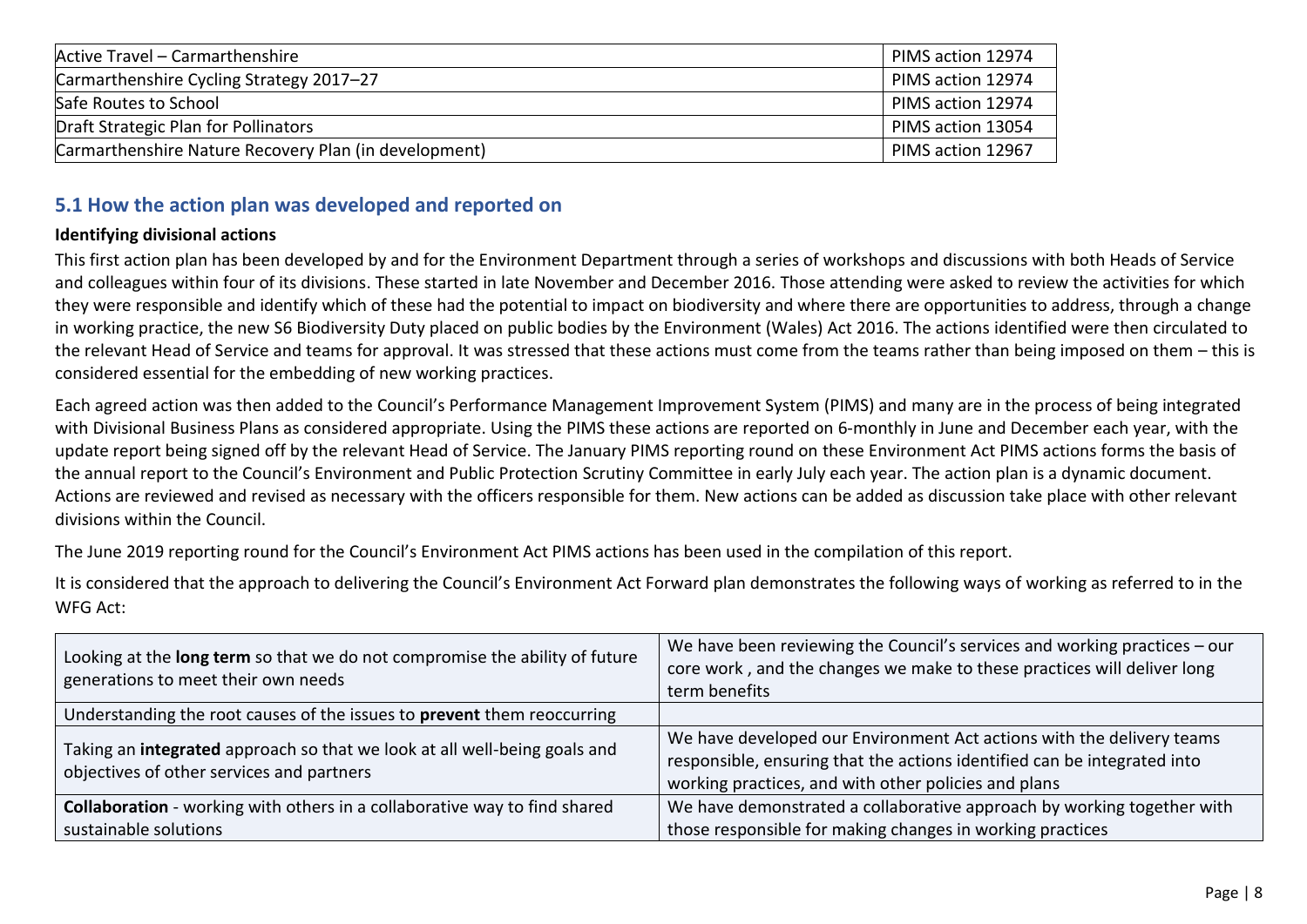| | |
|---|---|
| Active Travel – Carmarthenshire | PIMS action 12974 |
| Carmarthenshire Cycling Strategy 2017–27 | PIMS action 12974 |
| Safe Routes to School | PIMS action 12974 |
| Draft Strategic Plan for Pollinators | PIMS action 13054 |
| Carmarthenshire Nature Recovery Plan (in development) | PIMS action 12967 |

## 5.1 How the action plan was developed and reported on

**Identifying divisional actions**

This first action plan has been developed by and for the Environment Department through a series of workshops and discussions with both Heads of Service and colleagues within four of its divisions. These started in late November and December 2016. Those attending were asked to review the activities for which they were responsible and identify which of these had the potential to impact on biodiversity and where there are opportunities to address, through a change in working practice, the new S6 Biodiversity Duty placed on public bodies by the Environment (Wales) Act 2016. The actions identified were then circulated to the relevant Head of Service and teams for approval. It was stressed that these actions must come from the teams rather than being imposed on them – this is considered essential for the embedding of new working practices.

Each agreed action was then added to the Council's Performance Management Improvement System (PIMS) and many are in the process of being integrated with Divisional Business Plans as considered appropriate. Using the PIMS these actions are reported on 6-monthly in June and December each year, with the update report being signed off by the relevant Head of Service. The January PIMS reporting round on these Environment Act PIMS actions forms the basis of the annual report to the Council's Environment and Public Protection Scrutiny Committee in early July each year. The action plan is a dynamic document. Actions are reviewed and revised as necessary with the officers responsible for them. New actions can be added as discussion take place with other relevant divisions within the Council.

The June 2019 reporting round for the Council's Environment Act PIMS actions has been used in the compilation of this report.

It is considered that the approach to delivering the Council's Environment Act Forward plan demonstrates the following ways of working as referred to in the WFG Act:

| | |
|---|---|
| Looking at the **long term** so that we do not compromise the ability of future generations to meet their own needs | We have been reviewing the Council's services and working practices – our core work , and the changes we make to these practices will deliver long term benefits |
| Understanding the root causes of the issues to **prevent** them reoccurring | |
| Taking an **integrated** approach so that we look at all well-being goals and objectives of other services and partners | We have developed our Environment Act actions with the delivery teams responsible, ensuring that the actions identified can be integrated into working practices, and with other policies and plans |
| **Collaboration** - working with others in a collaborative way to find shared sustainable solutions | We have demonstrated a collaborative approach by working together with those responsible for making changes in working practices |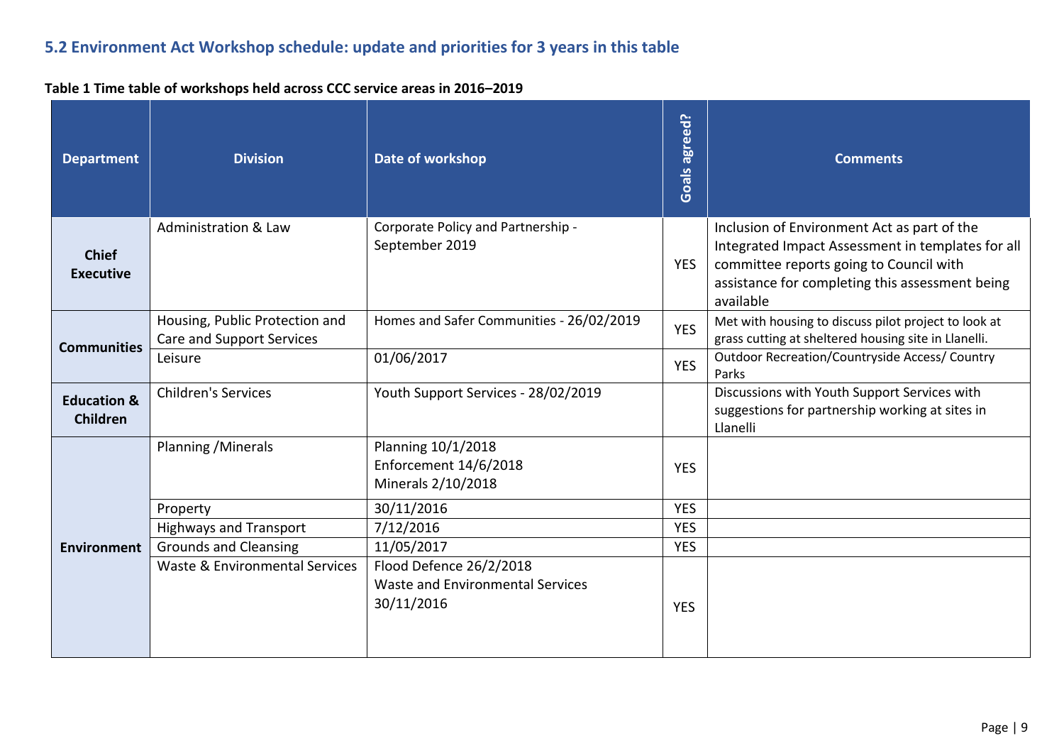## 5.2 Environment Act Workshop schedule: update and priorities for 3 years in this table

**Table 1 Time table of workshops held across CCC service areas in 2016–2019**

| Department | Division | Date of workshop | Goals agreed? | Comments |
|---|---|---|---|---|
| **Chief Executive** | Administration & Law | Corporate Policy and Partnership - September 2019 | YES | Inclusion of Environment Act as part of the Integrated Impact Assessment in templates for all committee reports going to Council with assistance for completing this assessment being available |
| **Communities** | Housing, Public Protection and Care and Support Services | Homes and Safer Communities - 26/02/2019 | YES | Met with housing to discuss pilot project to look at grass cutting at sheltered housing site in Llanelli. |
| | Leisure | 01/06/2017 | YES | Outdoor Recreation/Countryside Access/ Country Parks |
| **Education & Children** | Children's Services | Youth Support Services - 28/02/2019 | | Discussions with Youth Support Services with suggestions for partnership working at sites in Llanelli |
| **Environment** | Planning /Minerals | Planning 10/1/2018<br>Enforcement 14/6/2018<br>Minerals 2/10/2018 | YES | |
| | Property | 30/11/2016 | YES | |
| | Highways and Transport | 7/12/2016 | YES | |
| | Grounds and Cleansing | 11/05/2017 | YES | |
| | Waste & Environmental Services | Flood Defence 26/2/2018<br>Waste and Environmental Services 30/11/2016 | YES | |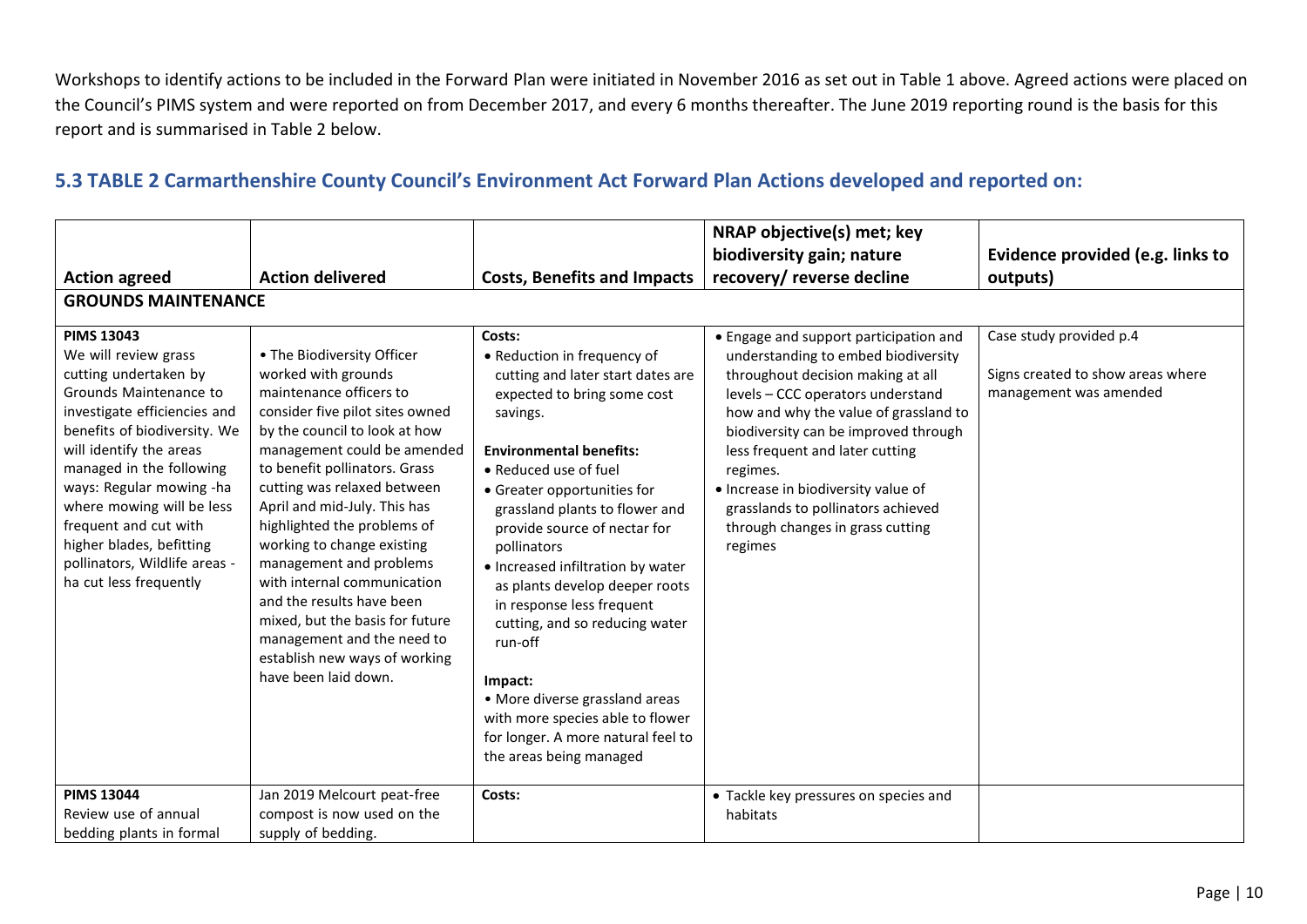Workshops to identify actions to be included in the Forward Plan were initiated in November 2016 as set out in Table 1 above. Agreed actions were placed on the Council's PIMS system and were reported on from December 2017, and every 6 months thereafter. The June 2019 reporting round is the basis for this report and is summarised in Table 2 below.

## 5.3 TABLE 2 Carmarthenshire County Council's Environment Act Forward Plan Actions developed and reported on:

| Action agreed | Action delivered | Costs, Benefits and Impacts | NRAP objective(s) met; key biodiversity gain; nature recovery/ reverse decline | Evidence provided (e.g. links to outputs) |
|---|---|---|---|---|
| **GROUNDS MAINTENANCE** | | | | |
| **PIMS 13043**<br>We will review grass cutting undertaken by Grounds Maintenance to investigate efficiencies and benefits of biodiversity. We will identify the areas managed in the following ways: Regular mowing -ha where mowing will be less frequent and cut with higher blades, befitting pollinators, Wildlife areas - ha cut less frequently | • The Biodiversity Officer worked with grounds maintenance officers to consider five pilot sites owned by the council to look at how management could be amended to benefit pollinators. Grass cutting was relaxed between April and mid-July. This has highlighted the problems of working to change existing management and problems with internal communication and the results have been mixed, but the basis for future management and the need to establish new ways of working have been laid down. | **Costs:**<br>• Reduction in frequency of cutting and later start dates are expected to bring some cost savings.<br><br>**Environmental benefits:**<br>• Reduced use of fuel<br>• Greater opportunities for grassland plants to flower and provide source of nectar for pollinators<br>• Increased infiltration by water as plants develop deeper roots in response less frequent cutting, and so reducing water run-off<br><br>**Impact:**<br>• More diverse grassland areas with more species able to flower for longer. A more natural feel to the areas being managed | • Engage and support participation and understanding to embed biodiversity throughout decision making at all levels – CCC operators understand how and why the value of grassland to biodiversity can be improved through less frequent and later cutting regimes.<br>• Increase in biodiversity value of grasslands to pollinators achieved through changes in grass cutting regimes | Case study provided p.4<br><br>Signs created to show areas where management was amended |
| **PIMS 13044**<br>Review use of annual bedding plants in formal | Jan 2019 Melcourt peat-free compost is now used on the supply of bedding. | **Costs:** | • Tackle key pressures on species and habitats | |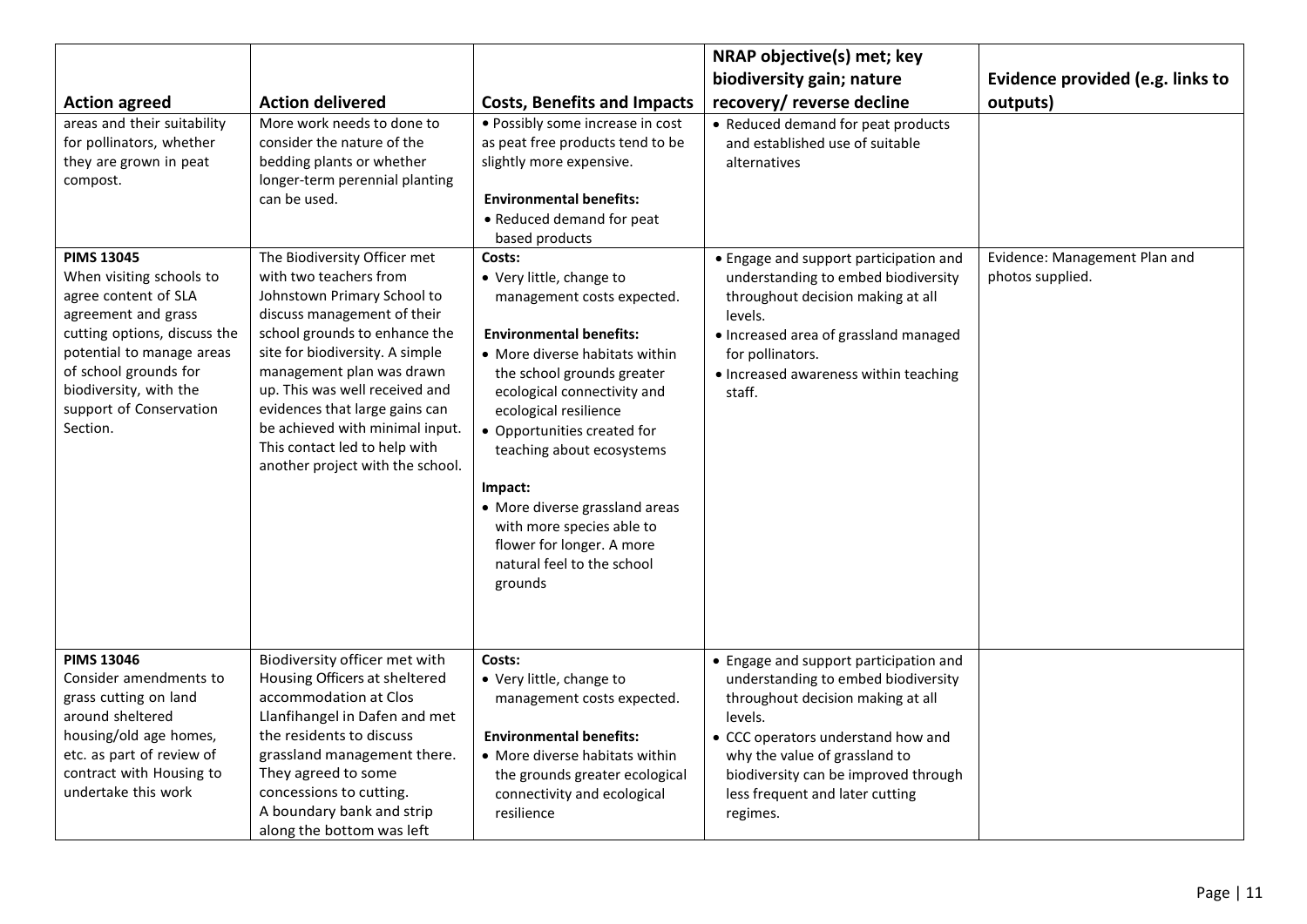| Action agreed | Action delivered | Costs, Benefits and Impacts | NRAP objective(s) met; key biodiversity gain; nature recovery/ reverse decline | Evidence provided (e.g. links to outputs) |
|---|---|---|---|---|
| areas and their suitability for pollinators, whether they are grown in peat compost. | More work needs to done to consider the nature of the bedding plants or whether longer-term perennial planting can be used. | • Possibly some increase in cost as peat free products tend to be slightly more expensive.<br><br>**Environmental benefits:**<br>• Reduced demand for peat based products | • Reduced demand for peat products and established use of suitable alternatives | |
| **PIMS 13045**<br>When visiting schools to agree content of SLA agreement and grass cutting options, discuss the potential to manage areas of school grounds for biodiversity, with the support of Conservation Section. | The Biodiversity Officer met with two teachers from Johnstown Primary School to discuss management of their school grounds to enhance the site for biodiversity. A simple management plan was drawn up. This was well received and evidences that large gains can be achieved with minimal input. This contact led to help with another project with the school. | **Costs:**<br>• Very little, change to management costs expected.<br><br>**Environmental benefits:**<br>• More diverse habitats within the school grounds greater ecological connectivity and ecological resilience<br>• Opportunities created for teaching about ecosystems<br><br>**Impact:**<br>• More diverse grassland areas with more species able to flower for longer. A more natural feel to the school grounds | • Engage and support participation and understanding to embed biodiversity throughout decision making at all levels.<br>• Increased area of grassland managed for pollinators.<br>• Increased awareness within teaching staff. | Evidence: Management Plan and photos supplied. |
| **PIMS 13046**<br>Consider amendments to grass cutting on land around sheltered housing/old age homes, etc. as part of review of contract with Housing to undertake this work | Biodiversity officer met with Housing Officers at sheltered accommodation at Clos Llanfihangel in Dafen and met the residents to discuss grassland management there. They agreed to some concessions to cutting. A boundary bank and strip along the bottom was left | **Costs:**<br>• Very little, change to management costs expected.<br><br>**Environmental benefits:**<br>• More diverse habitats within the grounds greater ecological connectivity and ecological resilience | • Engage and support participation and understanding to embed biodiversity throughout decision making at all levels.<br>• CCC operators understand how and why the value of grassland to biodiversity can be improved through less frequent and later cutting regimes. | |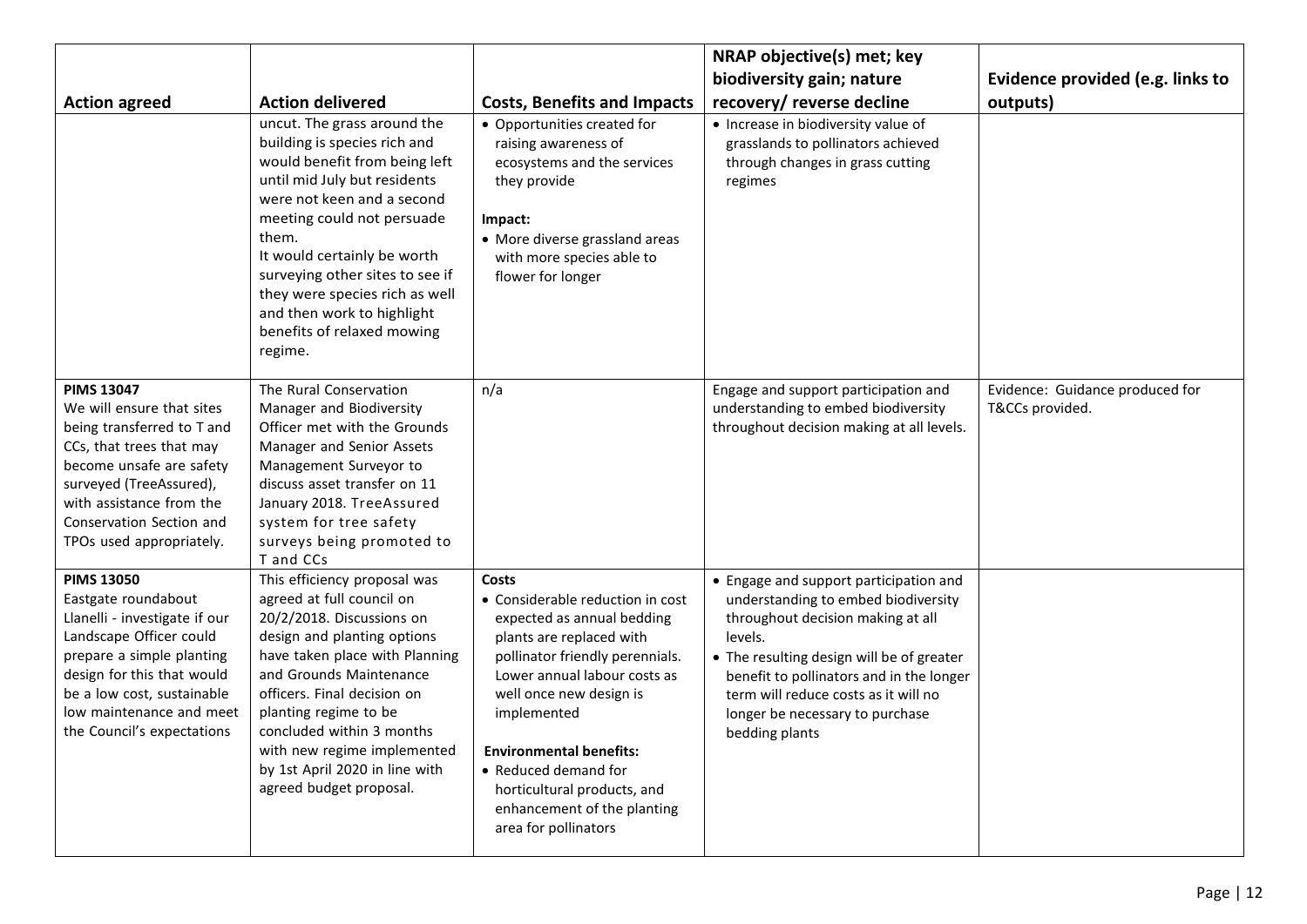| Action agreed | Action delivered | Costs, Benefits and Impacts | NRAP objective(s) met; key biodiversity gain; nature recovery/ reverse decline | Evidence provided (e.g. links to outputs) |
|---|---|---|---|---|
| | uncut. The grass around the building is species rich and would benefit from being left until mid July but residents were not keen and a second meeting could not persuade them.<br>It would certainly be worth surveying other sites to see if they were species rich as well and then work to highlight benefits of relaxed mowing regime. | • Opportunities created for raising awareness of ecosystems and the services they provide<br><br>**Impact:**<br>• More diverse grassland areas with more species able to flower for longer | • Increase in biodiversity value of grasslands to pollinators achieved through changes in grass cutting regimes | |
| **PIMS 13047**<br>We will ensure that sites being transferred to T and CCs, that trees that may become unsafe are safety surveyed (TreeAssured), with assistance from the Conservation Section and TPOs used appropriately. | The Rural Conservation Manager and Biodiversity Officer met with the Grounds Manager and Senior Assets Management Surveyor to discuss asset transfer on 11 January 2018. TreeAssured system for tree safety surveys being promoted to T and CCs | n/a | Engage and support participation and understanding to embed biodiversity throughout decision making at all levels. | Evidence: Guidance produced for T&CCs provided. |
| **PIMS 13050**<br>Eastgate roundabout Llanelli - investigate if our Landscape Officer could prepare a simple planting design for this that would be a low cost, sustainable low maintenance and meet the Council's expectations | This efficiency proposal was agreed at full council on 20/2/2018. Discussions on design and planting options have taken place with Planning and Grounds Maintenance officers. Final decision on planting regime to be concluded within 3 months with new regime implemented by 1st April 2020 in line with agreed budget proposal. | **Costs**<br>• Considerable reduction in cost expected as annual bedding plants are replaced with pollinator friendly perennials. Lower annual labour costs as well once new design is implemented<br><br>**Environmental benefits:**<br>• Reduced demand for horticultural products, and enhancement of the planting area for pollinators | • Engage and support participation and understanding to embed biodiversity throughout decision making at all levels.<br>• The resulting design will be of greater benefit to pollinators and in the longer term will reduce costs as it will no longer be necessary to purchase bedding plants | |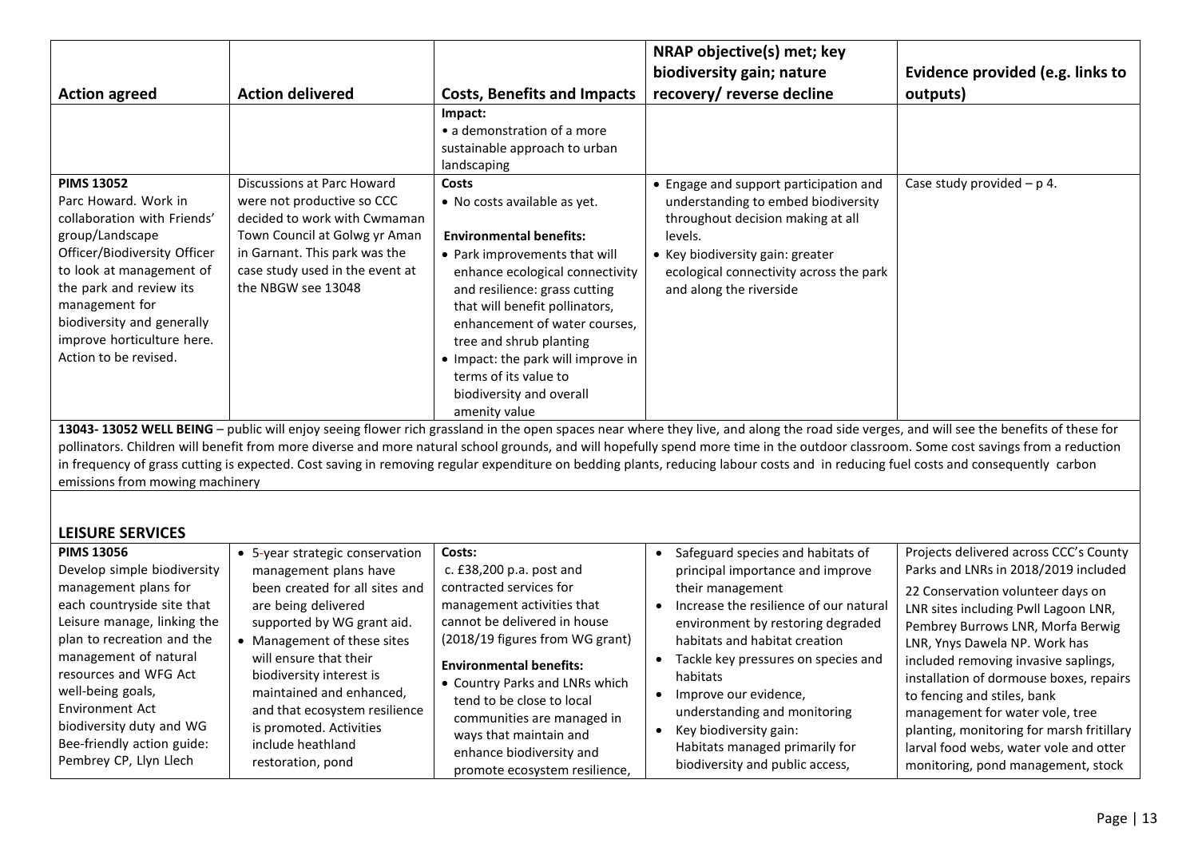| Action agreed | Action delivered | Costs, Benefits and Impacts | NRAP objective(s) met; key biodiversity gain; nature recovery/ reverse decline | Evidence provided (e.g. links to outputs) |
|---|---|---|---|---|
| | | **Impact:**<br>• a demonstration of a more sustainable approach to urban landscaping | | |
| **PIMS 13052**<br>Parc Howard. Work in collaboration with Friends' group/Landscape Officer/Biodiversity Officer to look at management of the park and review its management for biodiversity and generally improve horticulture here. Action to be revised. | Discussions at Parc Howard were not productive so CCC decided to work with Cwmaman Town Council at Golwg yr Aman in Garnant. This park was the case study used in the event at the NBGW see 13048 | **Costs**<br>• No costs available as yet.<br><br>**Environmental benefits:**<br>• Park improvements that will enhance ecological connectivity and resilience: grass cutting that will benefit pollinators, enhancement of water courses, tree and shrub planting<br>• Impact: the park will improve in terms of its value to biodiversity and overall amenity value | • Engage and support participation and understanding to embed biodiversity throughout decision making at all levels.<br>• Key biodiversity gain: greater ecological connectivity across the park and along the riverside | Case study provided – p 4. |

**13043- 13052 WELL BEING** – public will enjoy seeing flower rich grassland in the open spaces near where they live, and along the road side verges, and will see the benefits of these for pollinators. Children will benefit from more diverse and more natural school grounds, and will hopefully spend more time in the outdoor classroom. Some cost savings from a reduction in frequency of grass cutting is expected. Cost saving in removing regular expenditure on bedding plants, reducing labour costs and in reducing fuel costs and consequently carbon emissions from mowing machinery

## LEISURE SERVICES

| Action agreed | Action delivered | Costs, Benefits and Impacts | NRAP objective(s) met; key biodiversity gain; nature recovery/ reverse decline | Evidence provided (e.g. links to outputs) |
|---|---|---|---|---|
| **PIMS 13056**<br>Develop simple biodiversity management plans for each countryside site that Leisure manage, linking the plan to recreation and the management of natural resources and WFG Act well-being goals, Environment Act biodiversity duty and WG Bee-friendly action guide: Pembrey CP, Llyn Llech | • 5-year strategic conservation management plans have been created for all sites and are being delivered supported by WG grant aid.<br>• Management of these sites will ensure that their biodiversity interest is maintained and enhanced, and that ecosystem resilience is promoted. Activities include heathland restoration, pond | **Costs:**<br>c. £38,200 p.a. post and contracted services for management activities that cannot be delivered in house (2018/19 figures from WG grant)<br><br>**Environmental benefits:**<br>• Country Parks and LNRs which tend to be close to local communities are managed in ways that maintain and enhance biodiversity and promote ecosystem resilience, | • Safeguard species and habitats of principal importance and improve their management<br>• Increase the resilience of our natural environment by restoring degraded habitats and habitat creation<br>• Tackle key pressures on species and habitats<br>• Improve our evidence, understanding and monitoring<br>• Key biodiversity gain: Habitats managed primarily for biodiversity and public access, | Projects delivered across CCC's County Parks and LNRs in 2018/2019 included<br>22 Conservation volunteer days on LNR sites including Pwll Lagoon LNR, Pembrey Burrows LNR, Morfa Berwig LNR, Ynys Dawela NP. Work has included removing invasive saplings, installation of dormouse boxes, repairs to fencing and stiles, bank management for water vole, tree planting, monitoring for marsh fritillary larval food webs, water vole and otter monitoring, pond management, stock |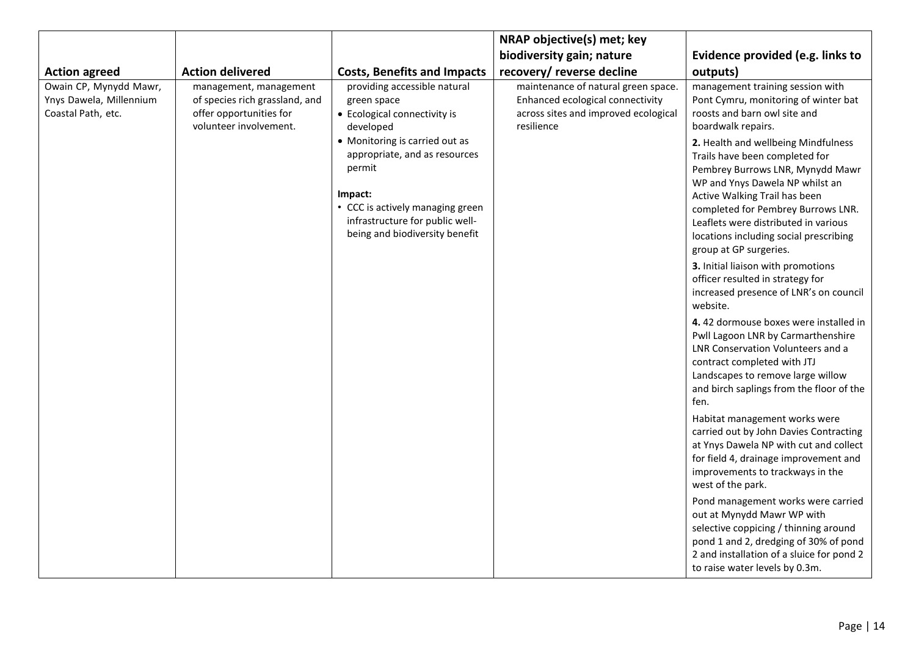| Action agreed | Action delivered | Costs, Benefits and Impacts | NRAP objective(s) met; key biodiversity gain; nature recovery/ reverse decline | Evidence provided (e.g. links to outputs) |
|---|---|---|---|---|
| Owain CP, Mynydd Mawr, Ynys Dawela, Millennium Coastal Path, etc. | management, management of species rich grassland, and offer opportunities for volunteer involvement. | providing accessible natural green space<br>• Ecological connectivity is developed<br>• Monitoring is carried out as appropriate, and as resources permit<br><br>**Impact:**<br>• CCC is actively managing green infrastructure for public well-being and biodiversity benefit | maintenance of natural green space. Enhanced ecological connectivity across sites and improved ecological resilience | management training session with Pont Cymru, monitoring of winter bat roosts and barn owl site and boardwalk repairs.<br><br>**2.** Health and wellbeing Mindfulness Trails have been completed for Pembrey Burrows LNR, Mynydd Mawr WP and Ynys Dawela NP whilst an Active Walking Trail has been completed for Pembrey Burrows LNR. Leaflets were distributed in various locations including social prescribing group at GP surgeries.<br><br>**3.** Initial liaison with promotions officer resulted in strategy for increased presence of LNR's on council website.<br><br>**4.** 42 dormouse boxes were installed in Pwll Lagoon LNR by Carmarthenshire LNR Conservation Volunteers and a contract completed with JTJ Landscapes to remove large willow and birch saplings from the floor of the fen.<br><br>Habitat management works were carried out by John Davies Contracting at Ynys Dawela NP with cut and collect for field 4, drainage improvement and improvements to trackways in the west of the park.<br><br>Pond management works were carried out at Mynydd Mawr WP with selective coppicing / thinning around pond 1 and 2, dredging of 30% of pond 2 and installation of a sluice for pond 2 to raise water levels by 0.3m. |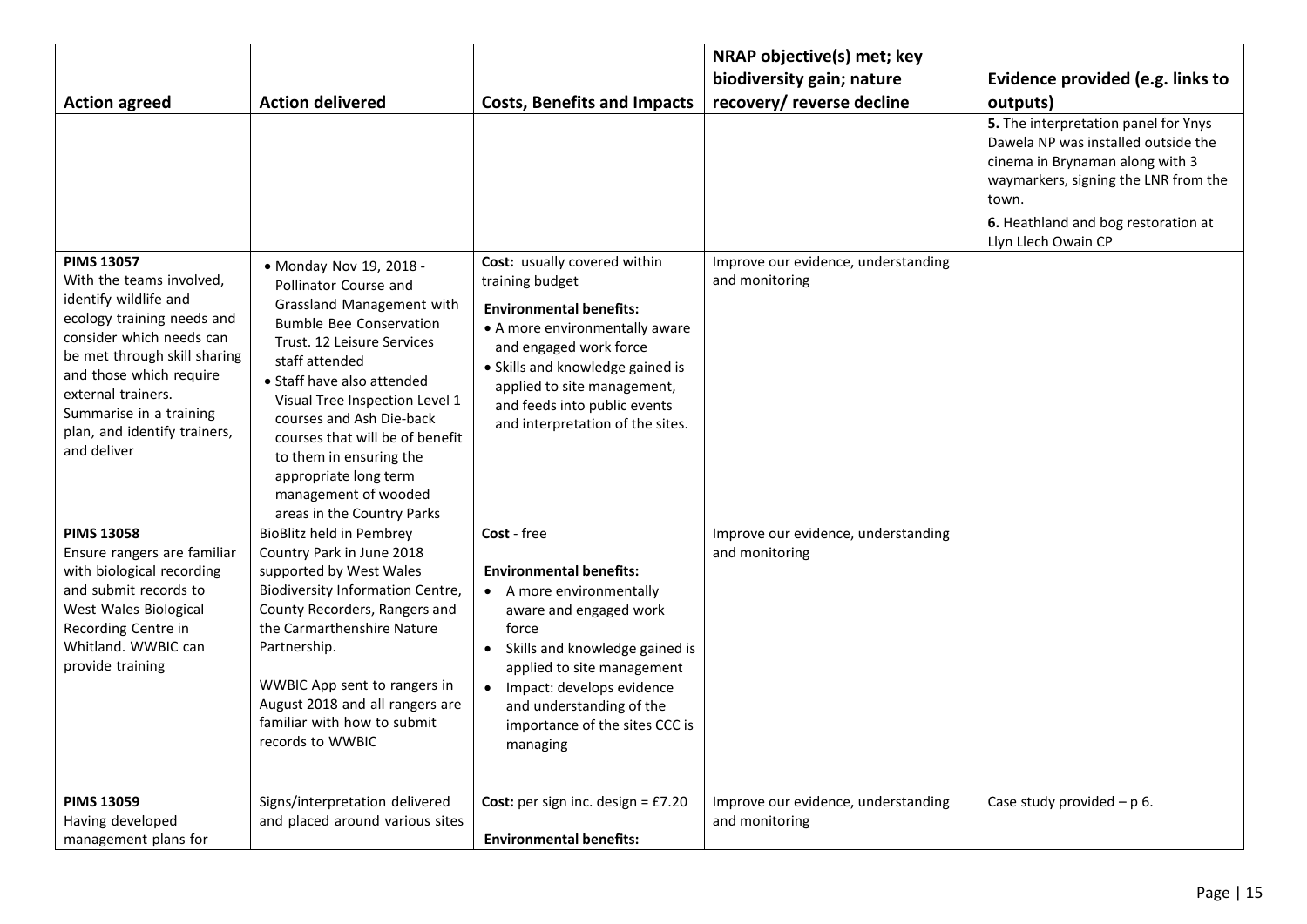| Action agreed | Action delivered | Costs, Benefits and Impacts | NRAP objective(s) met; key biodiversity gain; nature recovery/ reverse decline | Evidence provided (e.g. links to outputs) |
|---|---|---|---|---|
| | | | | **5.** The interpretation panel for Ynys Dawela NP was installed outside the cinema in Brynaman along with 3 waymarkers, signing the LNR from the town.<br><br>**6.** Heathland and bog restoration at Llyn Llech Owain CP |
| **PIMS 13057**<br>With the teams involved, identify wildlife and ecology training needs and consider which needs can be met through skill sharing and those which require external trainers. Summarise in a training plan, and identify trainers, and deliver | • Monday Nov 19, 2018 - Pollinator Course and Grassland Management with Bumble Bee Conservation Trust. 12 Leisure Services staff attended<br>• Staff have also attended Visual Tree Inspection Level 1 courses and Ash Die-back courses that will be of benefit to them in ensuring the appropriate long term management of wooded areas in the Country Parks | **Cost:** usually covered within training budget<br><br>**Environmental benefits:**<br>• A more environmentally aware and engaged work force<br>• Skills and knowledge gained is applied to site management, and feeds into public events and interpretation of the sites. | Improve our evidence, understanding and monitoring | |
| **PIMS 13058**<br>Ensure rangers are familiar with biological recording and submit records to West Wales Biological Recording Centre in Whitland. WWBIC can provide training | BioBlitz held in Pembrey Country Park in June 2018 supported by West Wales Biodiversity Information Centre, County Recorders, Rangers and the Carmarthenshire Nature Partnership.<br><br>WWBIC App sent to rangers in August 2018 and all rangers are familiar with how to submit records to WWBIC | **Cost** - free<br><br>**Environmental benefits:**<br>• A more environmentally aware and engaged work force<br>• Skills and knowledge gained is applied to site management<br>• Impact: develops evidence and understanding of the importance of the sites CCC is managing | Improve our evidence, understanding and monitoring | |
| **PIMS 13059**<br>Having developed management plans for | Signs/interpretation delivered and placed around various sites | **Cost:** per sign inc. design = £7.20<br><br>**Environmental benefits:** | Improve our evidence, understanding and monitoring | Case study provided – p 6. |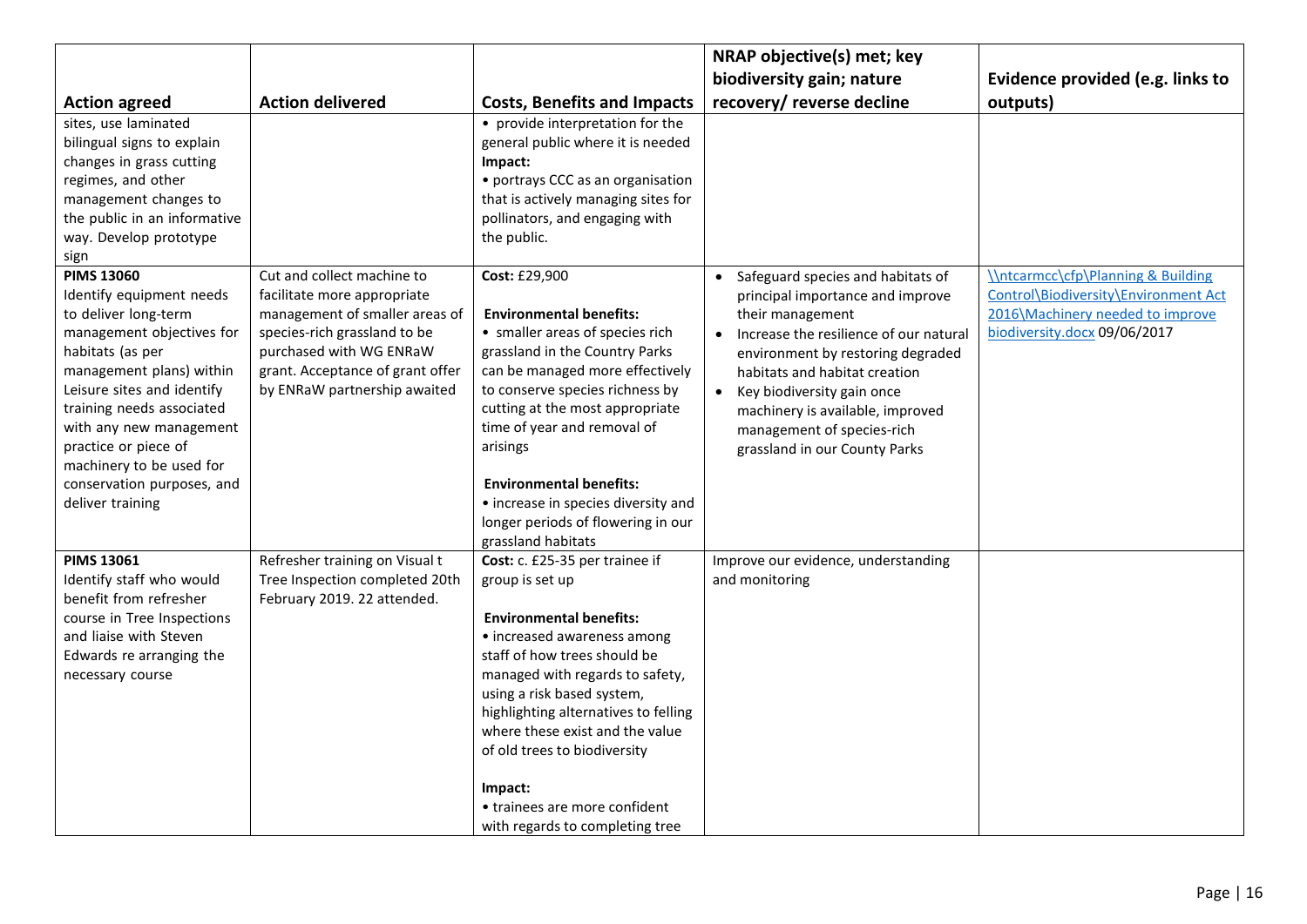| Action agreed | Action delivered | Costs, Benefits and Impacts | NRAP objective(s) met; key biodiversity gain; nature recovery/ reverse decline | Evidence provided (e.g. links to outputs) |
|---|---|---|---|---|
| sites, use laminated bilingual signs to explain changes in grass cutting regimes, and other management changes to the public in an informative way. Develop prototype sign | | • provide interpretation for the general public where it is needed<br>**Impact:**<br>• portrays CCC as an organisation that is actively managing sites for pollinators, and engaging with the public. | | |
| **PIMS 13060**<br>Identify equipment needs to deliver long-term management objectives for habitats (as per management plans) within Leisure sites and identify training needs associated with any new management practice or piece of machinery to be used for conservation purposes, and deliver training | Cut and collect machine to facilitate more appropriate management of smaller areas of species-rich grassland to be purchased with WG ENRaW grant. Acceptance of grant offer by ENRaW partnership awaited | **Cost:** £29,900<br><br>**Environmental benefits:**<br>• smaller areas of species rich grassland in the Country Parks can be managed more effectively to conserve species richness by cutting at the most appropriate time of year and removal of arisings<br><br>**Environmental benefits:**<br>• increase in species diversity and longer periods of flowering in our grassland habitats | • Safeguard species and habitats of principal importance and improve their management<br>• Increase the resilience of our natural environment by restoring degraded habitats and habitat creation<br>• Key biodiversity gain once machinery is available, improved management of species-rich grassland in our County Parks | \\ntcarmcc\cfp\Planning & Building Control\Biodiversity\Environment Act 2016\Machinery needed to improve biodiversity.docx 09/06/2017 |
| **PIMS 13061**<br>Identify staff who would benefit from refresher course in Tree Inspections and liaise with Steven Edwards re arranging the necessary course | Refresher training on Visual t Tree Inspection completed 20th February 2019. 22 attended. | **Cost:** c. £25-35 per trainee if group is set up<br><br>**Environmental benefits:**<br>• increased awareness among staff of how trees should be managed with regards to safety, using a risk based system, highlighting alternatives to felling where these exist and the value of old trees to biodiversity<br><br>**Impact:**<br>• trainees are more confident with regards to completing tree | Improve our evidence, understanding and monitoring | |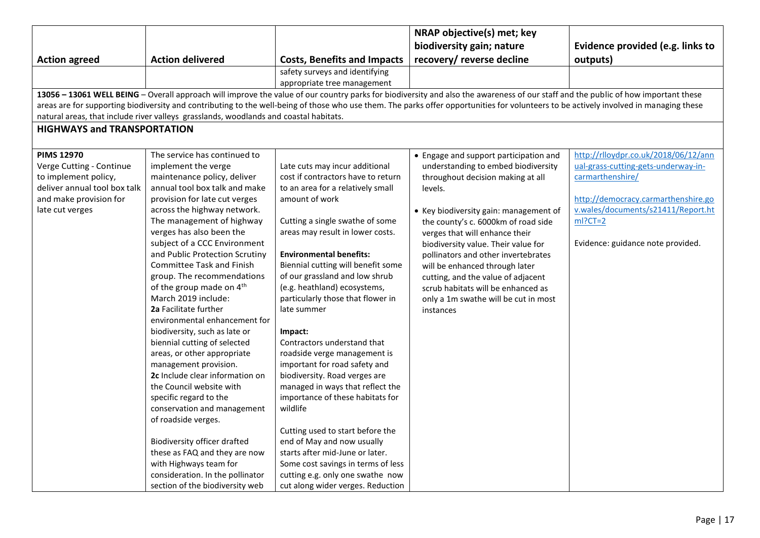| Action agreed | Action delivered | Costs, Benefits and Impacts | NRAP objective(s) met; key biodiversity gain; nature recovery/ reverse decline | Evidence provided (e.g. links to outputs) |
|---|---|---|---|---|
| | | safety surveys and identifying appropriate tree management | | |

**13056 – 13061 WELL BEING** – Overall approach will improve the value of our country parks for biodiversity and also the awareness of our staff and the public of how important these areas are for supporting biodiversity and contributing to the well-being of those who use them. The parks offer opportunities for volunteers to be actively involved in managing these natural areas, that include river valleys grasslands, woodlands and coastal habitats.

## HIGHWAYS and TRANSPORTATION

| Action agreed | Action delivered | Costs, Benefits and Impacts | NRAP objective(s) met; key biodiversity gain; nature recovery/ reverse decline | Evidence provided (e.g. links to outputs) |
|---|---|---|---|---|
| **PIMS 12970** Verge Cutting - Continue to implement policy, deliver annual tool box talk and make provision for late cut verges | The service has continued to implement the verge maintenance policy, deliver annual tool box talk and make provision for late cut verges across the highway network. The management of highway verges has also been the subject of a CCC Environment and Public Protection Scrutiny Committee Task and Finish group. The recommendations of the group made on 4th March 2019 include:<br>**2a** Facilitate further environmental enhancement for biodiversity, such as late or biennial cutting of selected areas, or other appropriate management provision.<br>**2c** Include clear information on the Council website with specific regard to the conservation and management of roadside verges.<br><br>Biodiversity officer drafted these as FAQ and they are now with Highways team for consideration. In the pollinator section of the biodiversity web | Late cuts may incur additional cost if contractors have to return to an area for a relatively small amount of work<br><br>Cutting a single swathe of some areas may result in lower costs.<br><br>**Environmental benefits:**<br>Biennial cutting will benefit some of our grassland and low shrub (e.g. heathland) ecosystems, particularly those that flower in late summer<br><br>**Impact:**<br>Contractors understand that roadside verge management is important for road safety and biodiversity. Road verges are managed in ways that reflect the importance of these habitats for wildlife<br><br>Cutting used to start before the end of May and now usually starts after mid-June or later. Some cost savings in terms of less cutting e.g. only one swathe now cut along wider verges. Reduction | • Engage and support participation and understanding to embed biodiversity throughout decision making at all levels.<br><br>• Key biodiversity gain: management of the county's c. 6000km of road side verges that will enhance their biodiversity value. Their value for pollinators and other invertebrates will be enhanced through later cutting, and the value of adjacent scrub habitats will be enhanced as only a 1m swathe will be cut in most instances | http://rlloydpr.co.uk/2018/06/12/annual-grass-cutting-gets-underway-in-carmarthenshire/<br><br>http://democracy.carmarthenshire.gov.wales/documents/s21411/Report.html?CT=2<br><br>Evidence: guidance note provided. |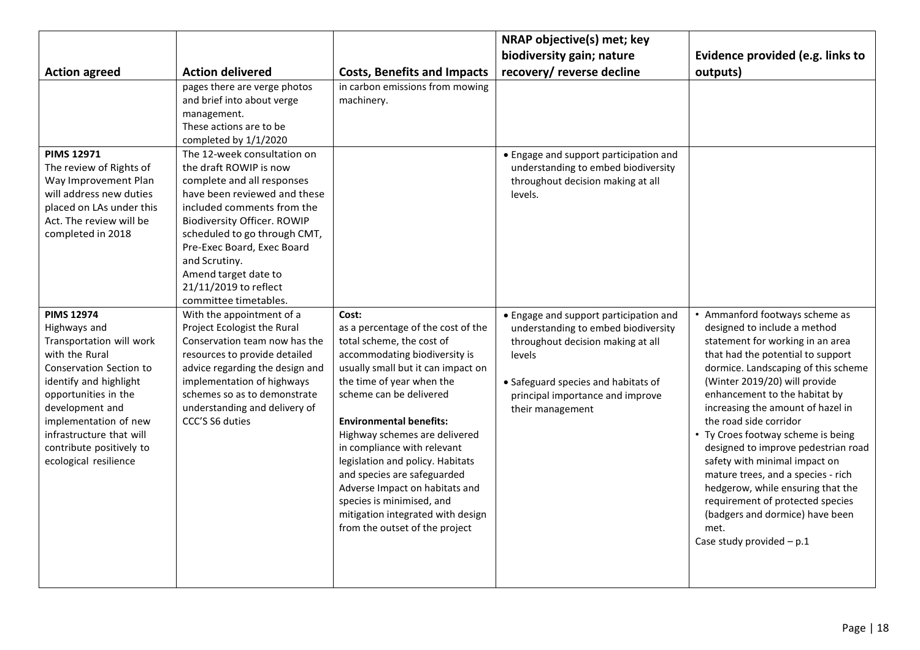| Action agreed | Action delivered | Costs, Benefits and Impacts | NRAP objective(s) met; key biodiversity gain; nature recovery/ reverse decline | Evidence provided (e.g. links to outputs) |
|---|---|---|---|---|
| | pages there are verge photos and brief into about verge management.<br>These actions are to be completed by 1/1/2020 | in carbon emissions from mowing machinery. | | |
| **PIMS 12971**<br>The review of Rights of Way Improvement Plan will address new duties placed on LAs under this Act. The review will be completed in 2018 | The 12-week consultation on the draft ROWIP is now complete and all responses have been reviewed and these included comments from the Biodiversity Officer. ROWIP scheduled to go through CMT, Pre-Exec Board, Exec Board and Scrutiny.<br>Amend target date to 21/11/2019 to reflect committee timetables. | | • Engage and support participation and understanding to embed biodiversity throughout decision making at all levels. | |
| **PIMS 12974**<br>Highways and Transportation will work with the Rural Conservation Section to identify and highlight opportunities in the development and implementation of new infrastructure that will contribute positively to ecological resilience | With the appointment of a Project Ecologist the Rural Conservation team now has the resources to provide detailed advice regarding the design and implementation of highways schemes so as to demonstrate understanding and delivery of CCC'S S6 duties | **Cost:**<br>as a percentage of the cost of the total scheme, the cost of accommodating biodiversity is usually small but it can impact on the time of year when the scheme can be delivered<br><br>**Environmental benefits:**<br>Highway schemes are delivered in compliance with relevant legislation and policy. Habitats and species are safeguarded Adverse Impact on habitats and species is minimised, and mitigation integrated with design from the outset of the project | • Engage and support participation and understanding to embed biodiversity throughout decision making at all levels<br><br>• Safeguard species and habitats of principal importance and improve their management | • Ammanford footways scheme as designed to include a method statement for working in an area that had the potential to support dormice. Landscaping of this scheme (Winter 2019/20) will provide enhancement to the habitat by increasing the amount of hazel in the road side corridor<br>• Ty Croes footway scheme is being designed to improve pedestrian road safety with minimal impact on mature trees, and a species - rich hedgerow, while ensuring that the requirement of protected species (badgers and dormice) have been met.<br>Case study provided – p.1 |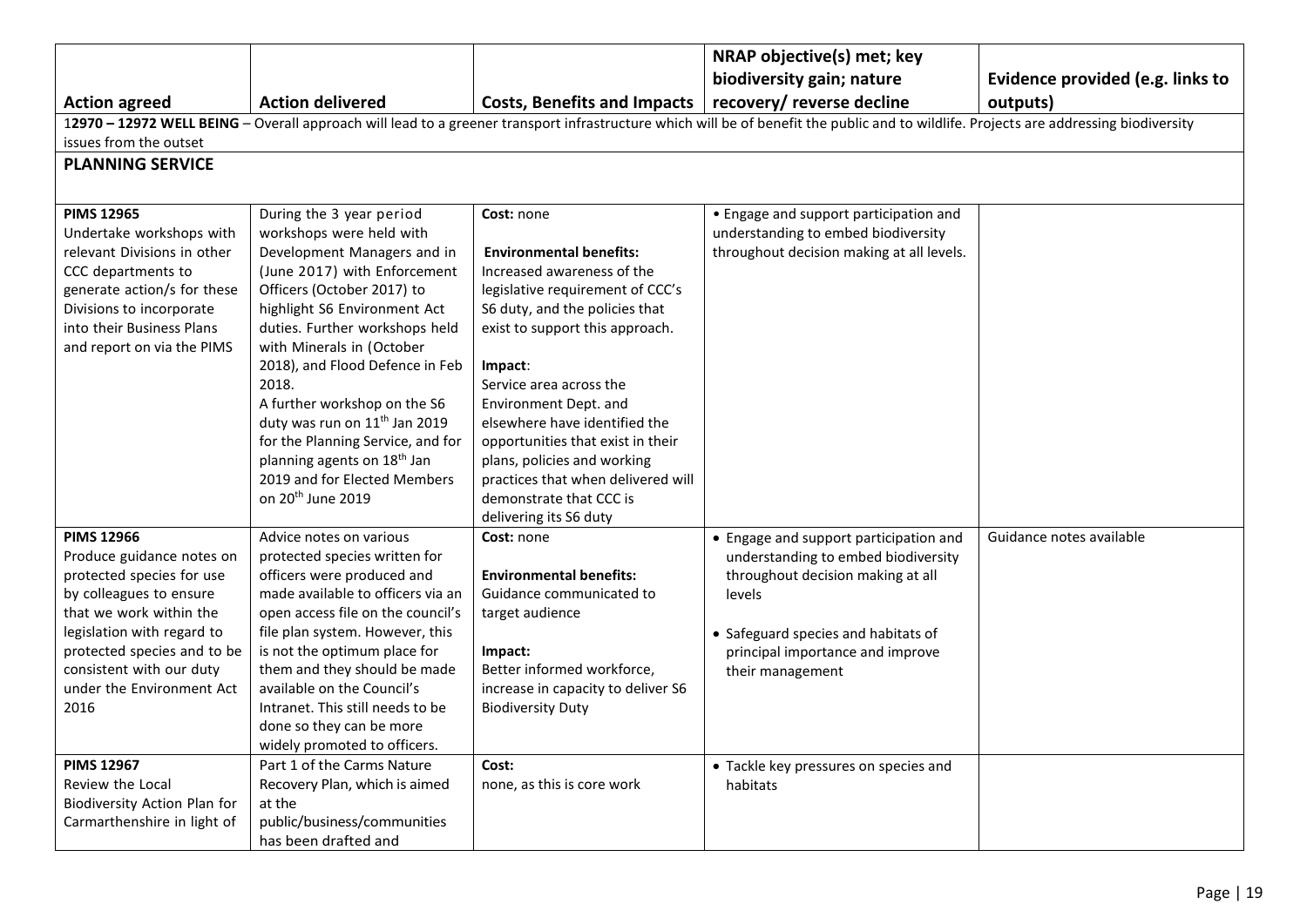| Action agreed | Action delivered | Costs, Benefits and Impacts | NRAP objective(s) met; key biodiversity gain; nature recovery/ reverse decline | Evidence provided (e.g. links to outputs) |
|---|---|---|---|---|
| **12970 – 12972 WELL BEING** – Overall approach will lead to a greener transport infrastructure which will be of benefit the public and to wildlife. Projects are addressing biodiversity issues from the outset | | | | |
| **PLANNING SERVICE** | | | | |
| **PIMS 12965** Undertake workshops with relevant Divisions in other CCC departments to generate action/s for these Divisions to incorporate into their Business Plans and report on via the PIMS | During the 3 year period workshops were held with Development Managers and in (June 2017) with Enforcement Officers (October 2017) to highlight S6 Environment Act duties. Further workshops held with Minerals in (October 2018), and Flood Defence in Feb 2018. A further workshop on the S6 duty was run on 11th Jan 2019 for the Planning Service, and for planning agents on 18th Jan 2019 and for Elected Members on 20th June 2019 | **Cost:** none<br><br>**Environmental benefits:** Increased awareness of the legislative requirement of CCC's S6 duty, and the policies that exist to support this approach.<br><br>**Impact**: Service area across the Environment Dept. and elsewhere have identified the opportunities that exist in their plans, policies and working practices that when delivered will demonstrate that CCC is delivering its S6 duty | • Engage and support participation and understanding to embed biodiversity throughout decision making at all levels. | |
| **PIMS 12966** Produce guidance notes on protected species for use by colleagues to ensure that we work within the legislation with regard to protected species and to be consistent with our duty under the Environment Act 2016 | Advice notes on various protected species written for officers were produced and made available to officers via an open access file on the council's file plan system. However, this is not the optimum place for them and they should be made available on the Council's Intranet. This still needs to be done so they can be more widely promoted to officers. | **Cost:** none<br><br>**Environmental benefits:** Guidance communicated to target audience<br><br>**Impact:** Better informed workforce, increase in capacity to deliver S6 Biodiversity Duty | • Engage and support participation and understanding to embed biodiversity throughout decision making at all levels<br><br>• Safeguard species and habitats of principal importance and improve their management | Guidance notes available |
| **PIMS 12967** Review the Local Biodiversity Action Plan for Carmarthenshire in light of | Part 1 of the Carms Nature Recovery Plan, which is aimed at the public/business/communities has been drafted and | **Cost:** none, as this is core work | • Tackle key pressures on species and habitats | |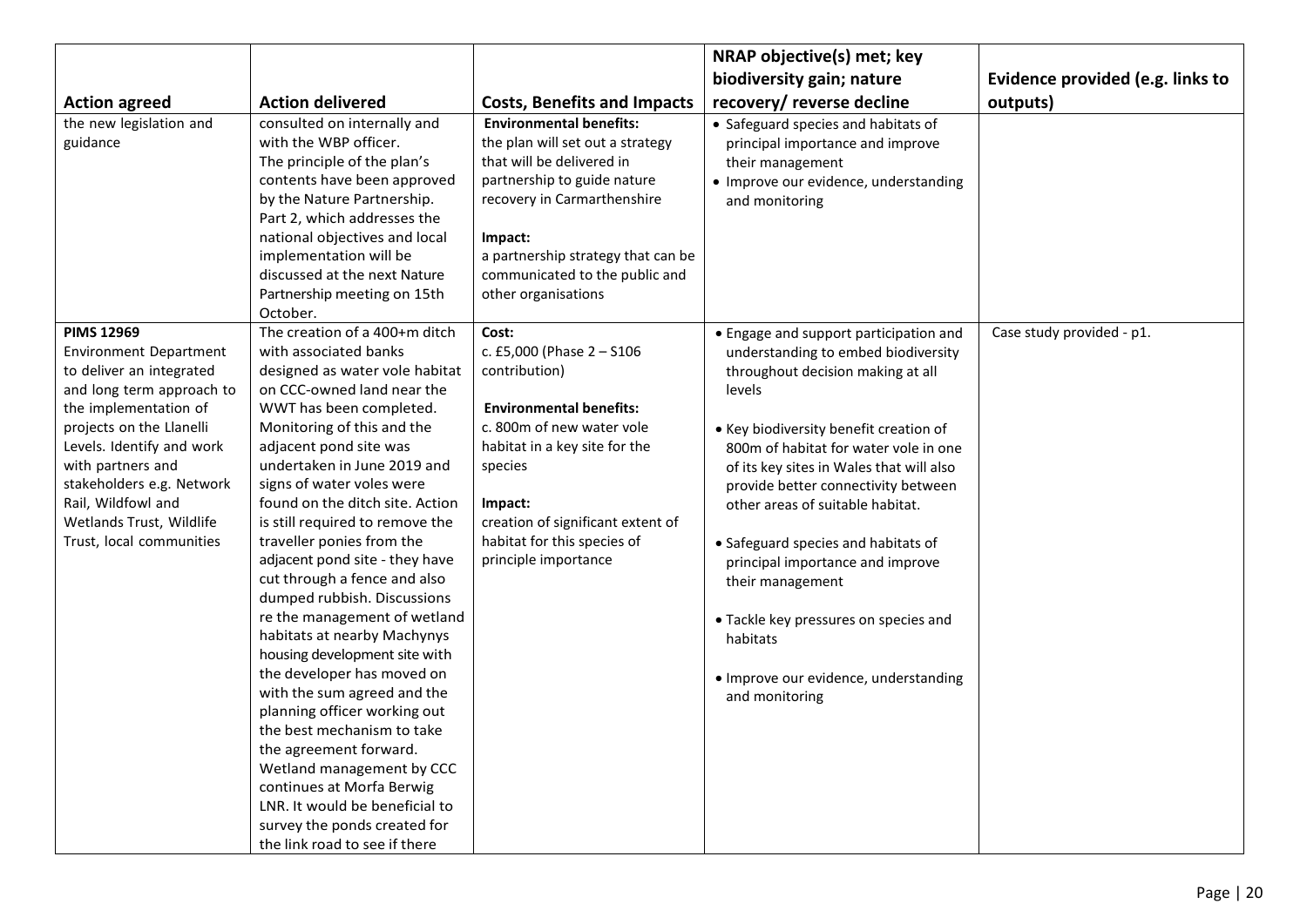| Action agreed | Action delivered | Costs, Benefits and Impacts | NRAP objective(s) met; key biodiversity gain; nature recovery/ reverse decline | Evidence provided (e.g. links to outputs) |
|---|---|---|---|---|
| the new legislation and guidance | consulted on internally and with the WBP officer. The principle of the plan's contents have been approved by the Nature Partnership. Part 2, which addresses the national objectives and local implementation will be discussed at the next Nature Partnership meeting on 15th October. | **Environmental benefits:** the plan will set out a strategy that will be delivered in partnership to guide nature recovery in Carmarthenshire<br><br>**Impact:** a partnership strategy that can be communicated to the public and other organisations | • Safeguard species and habitats of principal importance and improve their management<br>• Improve our evidence, understanding and monitoring | |
| **PIMS 12969** Environment Department to deliver an integrated and long term approach to the implementation of projects on the Llanelli Levels. Identify and work with partners and stakeholders e.g. Network Rail, Wildfowl and Wetlands Trust, Wildlife Trust, local communities | The creation of a 400+m ditch with associated banks designed as water vole habitat on CCC-owned land near the WWT has been completed. Monitoring of this and the adjacent pond site was undertaken in June 2019 and signs of water voles were found on the ditch site. Action is still required to remove the traveller ponies from the adjacent pond site - they have cut through a fence and also dumped rubbish. Discussions re the management of wetland habitats at nearby Machynys housing development site with the developer has moved on with the sum agreed and the planning officer working out the best mechanism to take the agreement forward. Wetland management by CCC continues at Morfa Berwig LNR. It would be beneficial to survey the ponds created for the link road to see if there | **Cost:** c. £5,000 (Phase 2 – S106 contribution)<br><br>**Environmental benefits:** c. 800m of new water vole habitat in a key site for the species<br><br>**Impact:** creation of significant extent of habitat for this species of principle importance | • Engage and support participation and understanding to embed biodiversity throughout decision making at all levels<br><br>• Key biodiversity benefit creation of 800m of habitat for water vole in one of its key sites in Wales that will also provide better connectivity between other areas of suitable habitat.<br><br>• Safeguard species and habitats of principal importance and improve their management<br><br>• Tackle key pressures on species and habitats<br><br>• Improve our evidence, understanding and monitoring | Case study provided - p1. |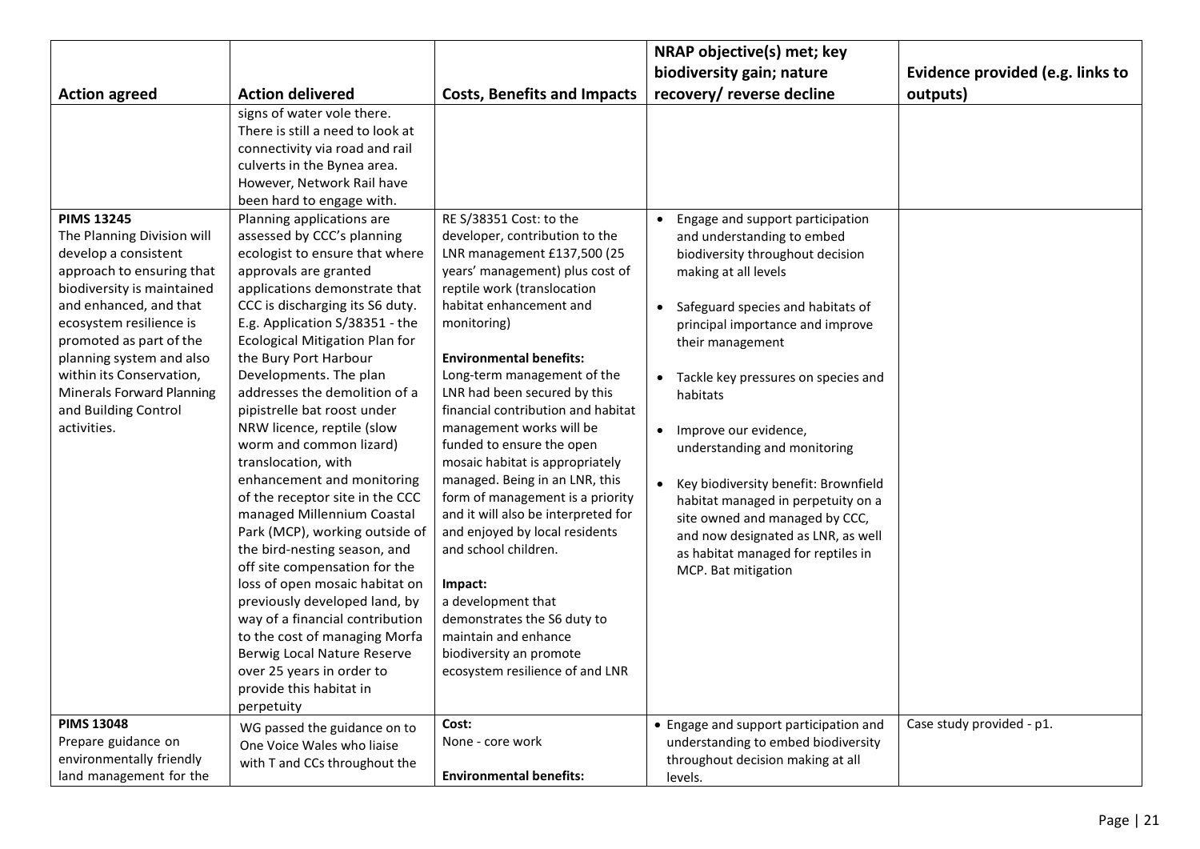| Action agreed | Action delivered | Costs, Benefits and Impacts | NRAP objective(s) met; key biodiversity gain; nature recovery/ reverse decline | Evidence provided (e.g. links to outputs) |
|---|---|---|---|---|
| | signs of water vole there. There is still a need to look at connectivity via road and rail culverts in the Bynea area. However, Network Rail have been hard to engage with. | | | |
| **PIMS 13245** The Planning Division will develop a consistent approach to ensuring that biodiversity is maintained and enhanced, and that ecosystem resilience is promoted as part of the planning system and also within its Conservation, Minerals Forward Planning and Building Control activities. | Planning applications are assessed by CCC's planning ecologist to ensure that where approvals are granted applications demonstrate that CCC is discharging its S6 duty. E.g. Application S/38351 - the Ecological Mitigation Plan for the Bury Port Harbour Developments. The plan addresses the demolition of a pipistrelle bat roost under NRW licence, reptile (slow worm and common lizard) translocation, with enhancement and monitoring of the receptor site in the CCC managed Millennium Coastal Park (MCP), working outside of the bird-nesting season, and off site compensation for the loss of open mosaic habitat on previously developed land, by way of a financial contribution to the cost of managing Morfa Berwig Local Nature Reserve over 25 years in order to provide this habitat in perpetuity | RE S/38351 Cost: to the developer, contribution to the LNR management £137,500 (25 years' management) plus cost of reptile work (translocation habitat enhancement and monitoring)<br><br>**Environmental benefits:**<br>Long-term management of the LNR had been secured by this financial contribution and habitat management works will be funded to ensure the open mosaic habitat is appropriately managed. Being in an LNR, this form of management is a priority and it will also be interpreted for and enjoyed by local residents and school children.<br><br>**Impact:**<br>a development that demonstrates the S6 duty to maintain and enhance biodiversity an promote ecosystem resilience of and LNR | • Engage and support participation and understanding to embed biodiversity throughout decision making at all levels<br><br>• Safeguard species and habitats of principal importance and improve their management<br><br>• Tackle key pressures on species and habitats<br><br>• Improve our evidence, understanding and monitoring<br><br>• Key biodiversity benefit: Brownfield habitat managed in perpetuity on a site owned and managed by CCC, and now designated as LNR, as well as habitat managed for reptiles in MCP. Bat mitigation | |
| **PIMS 13048** Prepare guidance on environmentally friendly land management for the | WG passed the guidance on to One Voice Wales who liaise with T and CCs throughout the | **Cost:**<br>None - core work<br><br>**Environmental benefits:** | • Engage and support participation and understanding to embed biodiversity throughout decision making at all levels. | Case study provided - p1. |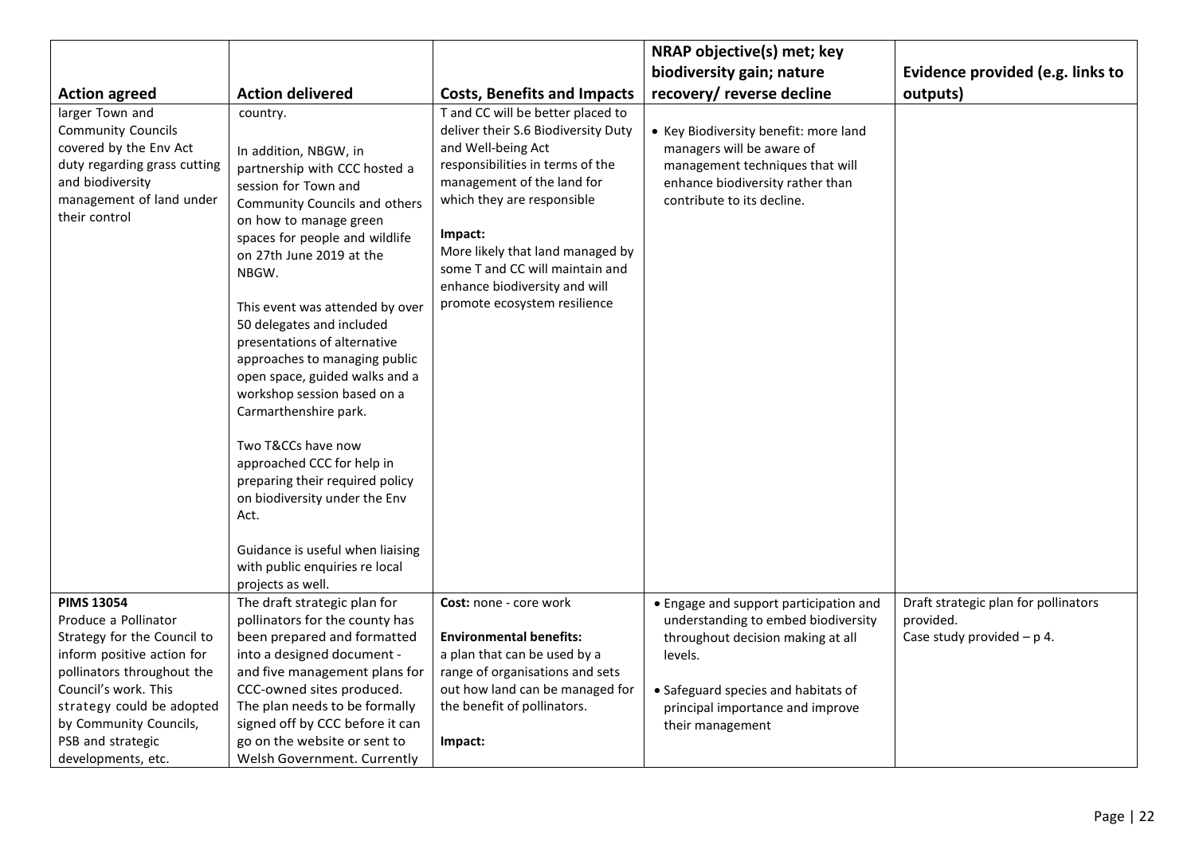| Action agreed | Action delivered | Costs, Benefits and Impacts | NRAP objective(s) met; key biodiversity gain; nature recovery/ reverse decline | Evidence provided (e.g. links to outputs) |
|---|---|---|---|---|
| larger Town and Community Councils covered by the Env Act duty regarding grass cutting and biodiversity management of land under their control | country.<br><br>In addition, NBGW, in partnership with CCC hosted a session for Town and Community Councils and others on how to manage green spaces for people and wildlife on 27th June 2019 at the NBGW.<br><br>This event was attended by over 50 delegates and included presentations of alternative approaches to managing public open space, guided walks and a workshop session based on a Carmarthenshire park.<br><br>Two T&CCs have now approached CCC for help in preparing their required policy on biodiversity under the Env Act.<br><br>Guidance is useful when liaising with public enquiries re local projects as well. | T and CC will be better placed to deliver their S.6 Biodiversity Duty and Well-being Act responsibilities in terms of the management of the land for which they are responsible<br><br>**Impact:**<br>More likely that land managed by some T and CC will maintain and enhance biodiversity and will promote ecosystem resilience | • Key Biodiversity benefit: more land managers will be aware of management techniques that will enhance biodiversity rather than contribute to its decline. | |
| **PIMS 13054**<br>Produce a Pollinator Strategy for the Council to inform positive action for pollinators throughout the Council's work. This strategy could be adopted by Community Councils, PSB and strategic developments, etc. | The draft strategic plan for pollinators for the county has been prepared and formatted into a designed document - and five management plans for CCC-owned sites produced. The plan needs to be formally signed off by CCC before it can go on the website or sent to Welsh Government. Currently | **Cost:** none - core work<br><br>**Environmental benefits:**<br>a plan that can be used by a range of organisations and sets out how land can be managed for the benefit of pollinators.<br><br>**Impact:** | • Engage and support participation and understanding to embed biodiversity throughout decision making at all levels.<br><br>• Safeguard species and habitats of principal importance and improve their management | Draft strategic plan for pollinators provided.<br>Case study provided – p 4. |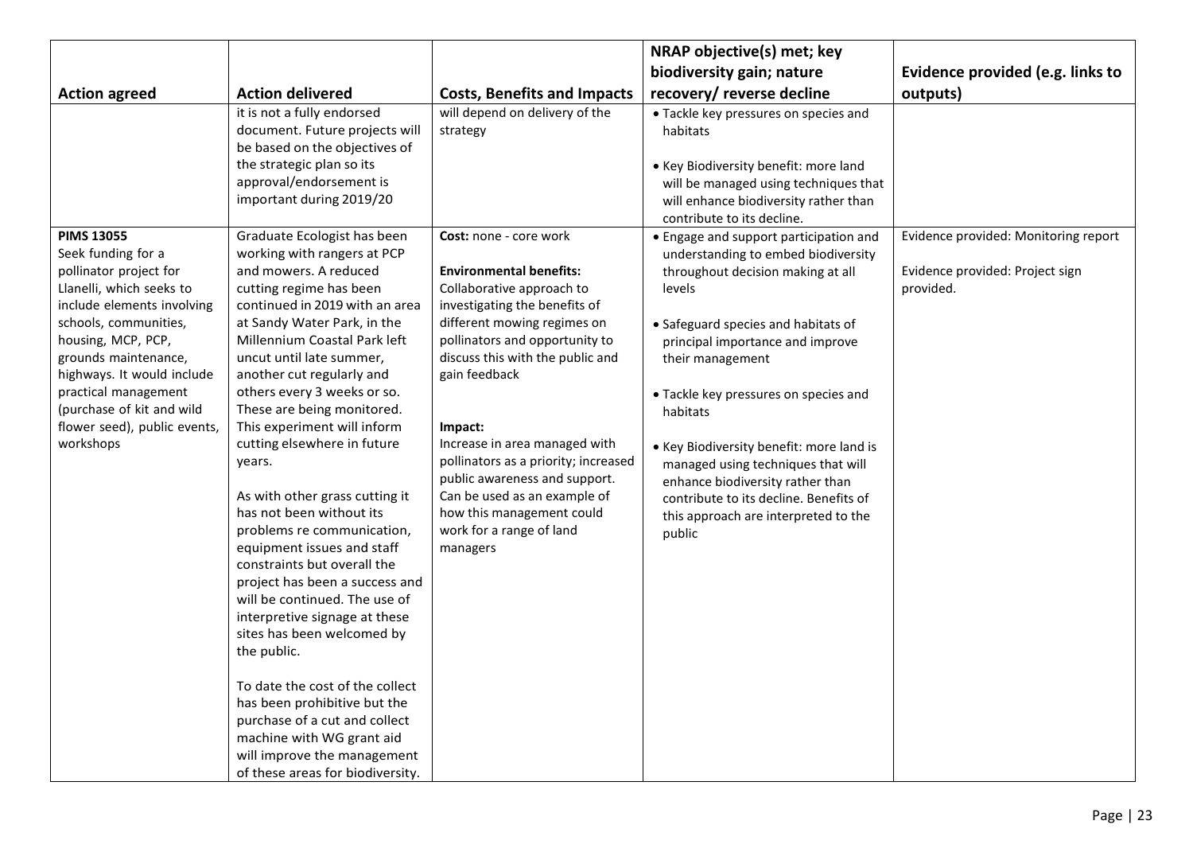| Action agreed | Action delivered | Costs, Benefits and Impacts | NRAP objective(s) met; key biodiversity gain; nature recovery/ reverse decline | Evidence provided (e.g. links to outputs) |
|---|---|---|---|---|
| | it is not a fully endorsed document. Future projects will be based on the objectives of the strategic plan so its approval/endorsement is important during 2019/20 | will depend on delivery of the strategy | • Tackle key pressures on species and habitats<br><br>• Key Biodiversity benefit: more land will be managed using techniques that will enhance biodiversity rather than contribute to its decline. | |
| **PIMS 13055**<br>Seek funding for a pollinator project for Llanelli, which seeks to include elements involving schools, communities, housing, MCP, PCP, grounds maintenance, highways. It would include practical management (purchase of kit and wild flower seed), public events, workshops | Graduate Ecologist has been working with rangers at PCP and mowers. A reduced cutting regime has been continued in 2019 with an area at Sandy Water Park, in the Millennium Coastal Park left uncut until late summer, another cut regularly and others every 3 weeks or so. These are being monitored. This experiment will inform cutting elsewhere in future years.<br><br>As with other grass cutting it has not been without its problems re communication, equipment issues and staff constraints but overall the project has been a success and will be continued. The use of interpretive signage at these sites has been welcomed by the public.<br><br>To date the cost of the collect has been prohibitive but the purchase of a cut and collect machine with WG grant aid will improve the management of these areas for biodiversity. | **Cost:** none - core work<br><br>**Environmental benefits:**<br>Collaborative approach to investigating the benefits of different mowing regimes on pollinators and opportunity to discuss this with the public and gain feedback<br><br>**Impact:**<br>Increase in area managed with pollinators as a priority; increased public awareness and support. Can be used as an example of how this management could work for a range of land managers | • Engage and support participation and understanding to embed biodiversity throughout decision making at all levels<br><br>• Safeguard species and habitats of principal importance and improve their management<br><br>• Tackle key pressures on species and habitats<br><br>• Key Biodiversity benefit: more land is managed using techniques that will enhance biodiversity rather than contribute to its decline. Benefits of this approach are interpreted to the public | Evidence provided: Monitoring report<br><br>Evidence provided: Project sign provided. |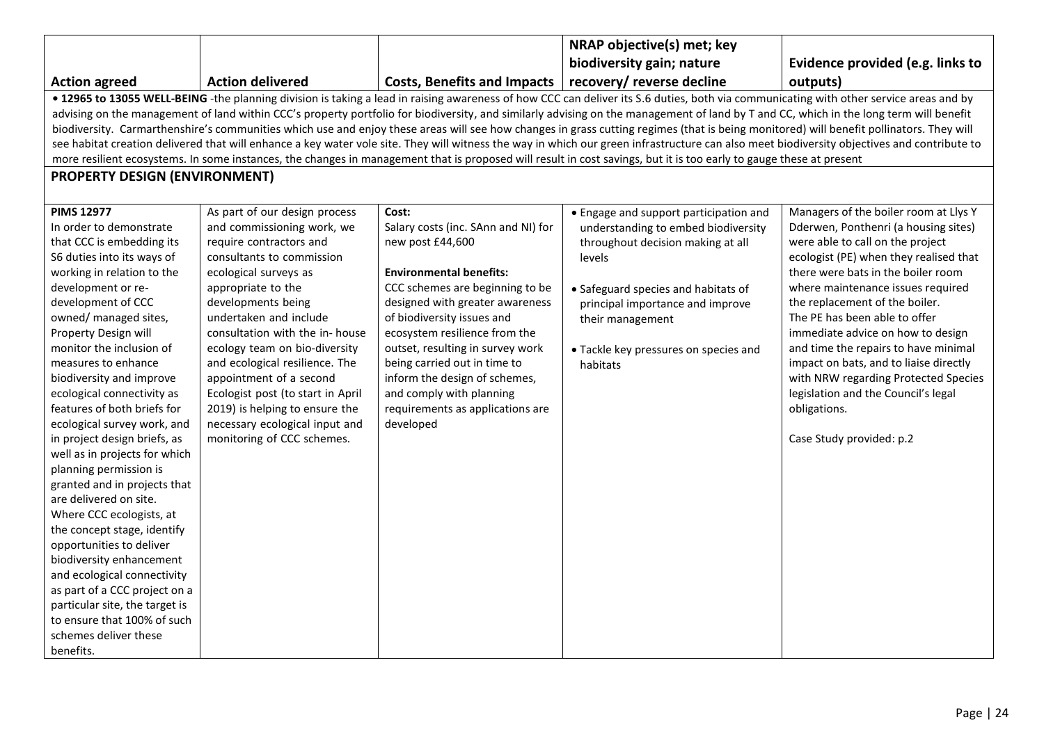| Action agreed | Action delivered | Costs, Benefits and Impacts | NRAP objective(s) met; key biodiversity gain; nature recovery/ reverse decline | Evidence provided (e.g. links to outputs) |
|---|---|---|---|---|
| **• 12965 to 13055 WELL-BEING** -the planning division is taking a lead in raising awareness of how CCC can deliver its S.6 duties, both via communicating with other service areas and by advising on the management of land within CCC's property portfolio for biodiversity, and similarly advising on the management of land by T and CC, which in the long term will benefit biodiversity. Carmarthenshire's communities which use and enjoy these areas will see how changes in grass cutting regimes (that is being monitored) will benefit pollinators. They will see habitat creation delivered that will enhance a key water vole site. They will witness the way in which our green infrastructure can also meet biodiversity objectives and contribute to more resilient ecosystems. In some instances, the changes in management that is proposed will result in cost savings, but it is too early to gauge these at present | | | | |
| **PROPERTY DESIGN (ENVIRONMENT)** | | | | |
| **PIMS 12977**<br>In order to demonstrate that CCC is embedding its S6 duties into its ways of working in relation to the development or re-development of CCC owned/ managed sites, Property Design will monitor the inclusion of measures to enhance biodiversity and improve ecological connectivity as features of both briefs for ecological survey work, and in project design briefs, as well as in projects for which planning permission is granted and in projects that are delivered on site.<br>Where CCC ecologists, at the concept stage, identify opportunities to deliver biodiversity enhancement and ecological connectivity as part of a CCC project on a particular site, the target is to ensure that 100% of such schemes deliver these benefits. | As part of our design process and commissioning work, we require contractors and consultants to commission ecological surveys as appropriate to the developments being undertaken and include consultation with the in- house ecology team on bio-diversity and ecological resilience. The appointment of a second Ecologist post (to start in April 2019) is helping to ensure the necessary ecological input and monitoring of CCC schemes. | **Cost:**<br>Salary costs (inc. SAnn and NI) for new post £44,600<br><br>**Environmental benefits:**<br>CCC schemes are beginning to be designed with greater awareness of biodiversity issues and ecosystem resilience from the outset, resulting in survey work being carried out in time to inform the design of schemes, and comply with planning requirements as applications are developed | • Engage and support participation and understanding to embed biodiversity throughout decision making at all levels<br><br>• Safeguard species and habitats of principal importance and improve their management<br><br>• Tackle key pressures on species and habitats | Managers of the boiler room at Llys Y Dderwen, Ponthenri (a housing sites) were able to call on the project ecologist (PE) when they realised that there were bats in the boiler room where maintenance issues required the replacement of the boiler.<br>The PE has been able to offer immediate advice on how to design and time the repairs to have minimal impact on bats, and to liaise directly with NRW regarding Protected Species legislation and the Council's legal obligations.<br><br>Case Study provided: p.2 |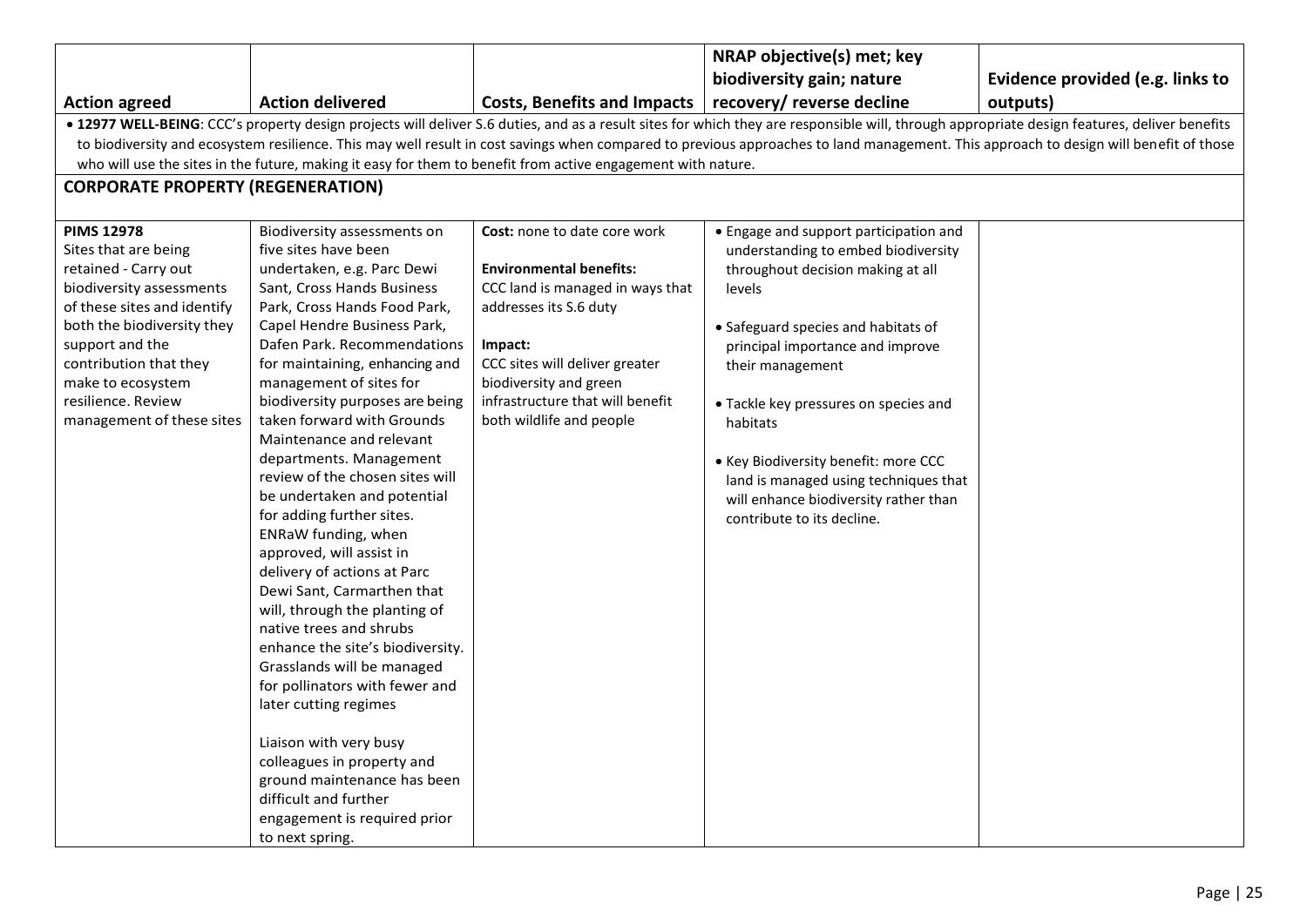| Action agreed | Action delivered | Costs, Benefits and Impacts | NRAP objective(s) met; key biodiversity gain; nature recovery/ reverse decline | Evidence provided (e.g. links to outputs) |
|---|---|---|---|---|
| • **12977 WELL-BEING**: CCC's property design projects will deliver S.6 duties, and as a result sites for which they are responsible will, through appropriate design features, deliver benefits to biodiversity and ecosystem resilience. This may well result in cost savings when compared to previous approaches to land management. This approach to design will benefit of those who will use the sites in the future, making it easy for them to benefit from active engagement with nature. | | | | |
| **CORPORATE PROPERTY (REGENERATION)** | | | | |
| **PIMS 12978**<br>Sites that are being retained - Carry out biodiversity assessments of these sites and identify both the biodiversity they support and the contribution that they make to ecosystem resilience. Review management of these sites | Biodiversity assessments on five sites have been undertaken, e.g. Parc Dewi Sant, Cross Hands Business Park, Cross Hands Food Park, Capel Hendre Business Park, Dafen Park. Recommendations for maintaining, enhancing and management of sites for biodiversity purposes are being taken forward with Grounds Maintenance and relevant departments. Management review of the chosen sites will be undertaken and potential for adding further sites. ENRaW funding, when approved, will assist in delivery of actions at Parc Dewi Sant, Carmarthen that will, through the planting of native trees and shrubs enhance the site's biodiversity. Grasslands will be managed for pollinators with fewer and later cutting regimes<br><br>Liaison with very busy colleagues in property and ground maintenance has been difficult and further engagement is required prior to next spring. | **Cost:** none to date core work<br><br>**Environmental benefits:**<br>CCC land is managed in ways that addresses its S.6 duty<br><br>**Impact:**<br>CCC sites will deliver greater biodiversity and green infrastructure that will benefit both wildlife and people | • Engage and support participation and understanding to embed biodiversity throughout decision making at all levels<br><br>• Safeguard species and habitats of principal importance and improve their management<br><br>• Tackle key pressures on species and habitats<br><br>• Key Biodiversity benefit: more CCC land is managed using techniques that will enhance biodiversity rather than contribute to its decline. | |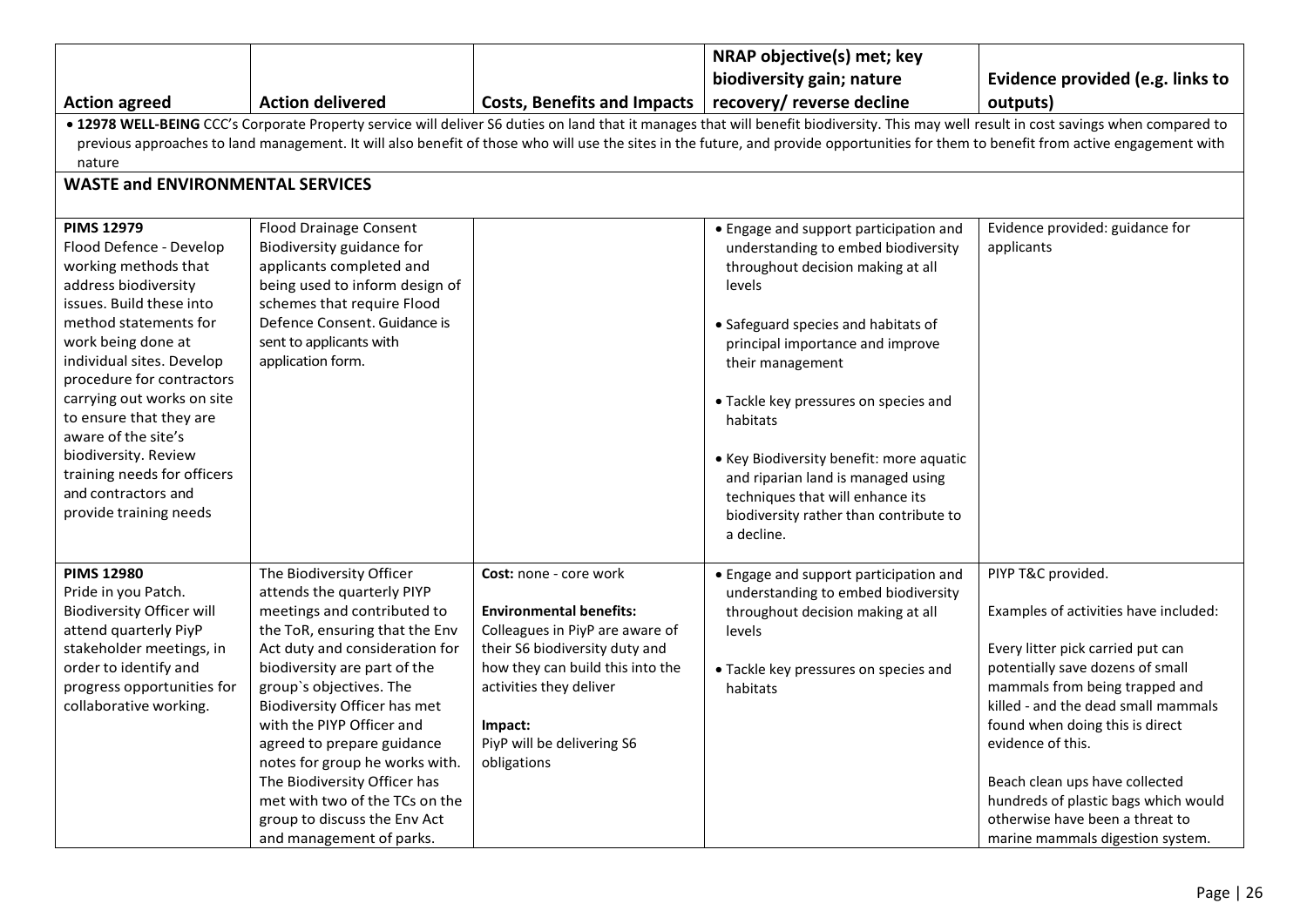| Action agreed | Action delivered | Costs, Benefits and Impacts | NRAP objective(s) met; key biodiversity gain; nature recovery/ reverse decline | Evidence provided (e.g. links to outputs) |
|---|---|---|---|---|
| • **12978 WELL-BEING** CCC's Corporate Property service will deliver S6 duties on land that it manages that will benefit biodiversity. This may well result in cost savings when compared to previous approaches to land management. It will also benefit of those who will use the sites in the future, and provide opportunities for them to benefit from active engagement with nature | | | | |
| **WASTE and ENVIRONMENTAL SERVICES** | | | | |
| **PIMS 12979**<br>Flood Defence - Develop working methods that address biodiversity issues. Build these into method statements for work being done at individual sites. Develop procedure for contractors carrying out works on site to ensure that they are aware of the site's biodiversity. Review training needs for officers and contractors and provide training needs | Flood Drainage Consent Biodiversity guidance for applicants completed and being used to inform design of schemes that require Flood Defence Consent. Guidance is sent to applicants with application form. | | • Engage and support participation and understanding to embed biodiversity throughout decision making at all levels<br><br>• Safeguard species and habitats of principal importance and improve their management<br><br>• Tackle key pressures on species and habitats<br><br>• Key Biodiversity benefit: more aquatic and riparian land is managed using techniques that will enhance its biodiversity rather than contribute to a decline. | Evidence provided: guidance for applicants |
| **PIMS 12980**<br>Pride in you Patch. Biodiversity Officer will attend quarterly PiyP stakeholder meetings, in order to identify and progress opportunities for collaborative working. | The Biodiversity Officer attends the quarterly PIYP meetings and contributed to the ToR, ensuring that the Env Act duty and consideration for biodiversity are part of the group`s objectives. The Biodiversity Officer has met with the PIYP Officer and agreed to prepare guidance notes for group he works with. The Biodiversity Officer has met with two of the TCs on the group to discuss the Env Act and management of parks. | **Cost:** none - core work<br><br>**Environmental benefits:** Colleagues in PiyP are aware of their S6 biodiversity duty and how they can build this into the activities they deliver<br><br>**Impact:** PiyP will be delivering S6 obligations | • Engage and support participation and understanding to embed biodiversity throughout decision making at all levels<br><br>• Tackle key pressures on species and habitats | PIYP T&C provided.<br><br>Examples of activities have included:<br><br>Every litter pick carried put can potentially save dozens of small mammals from being trapped and killed - and the dead small mammals found when doing this is direct evidence of this.<br><br>Beach clean ups have collected hundreds of plastic bags which would otherwise have been a threat to marine mammals digestion system. |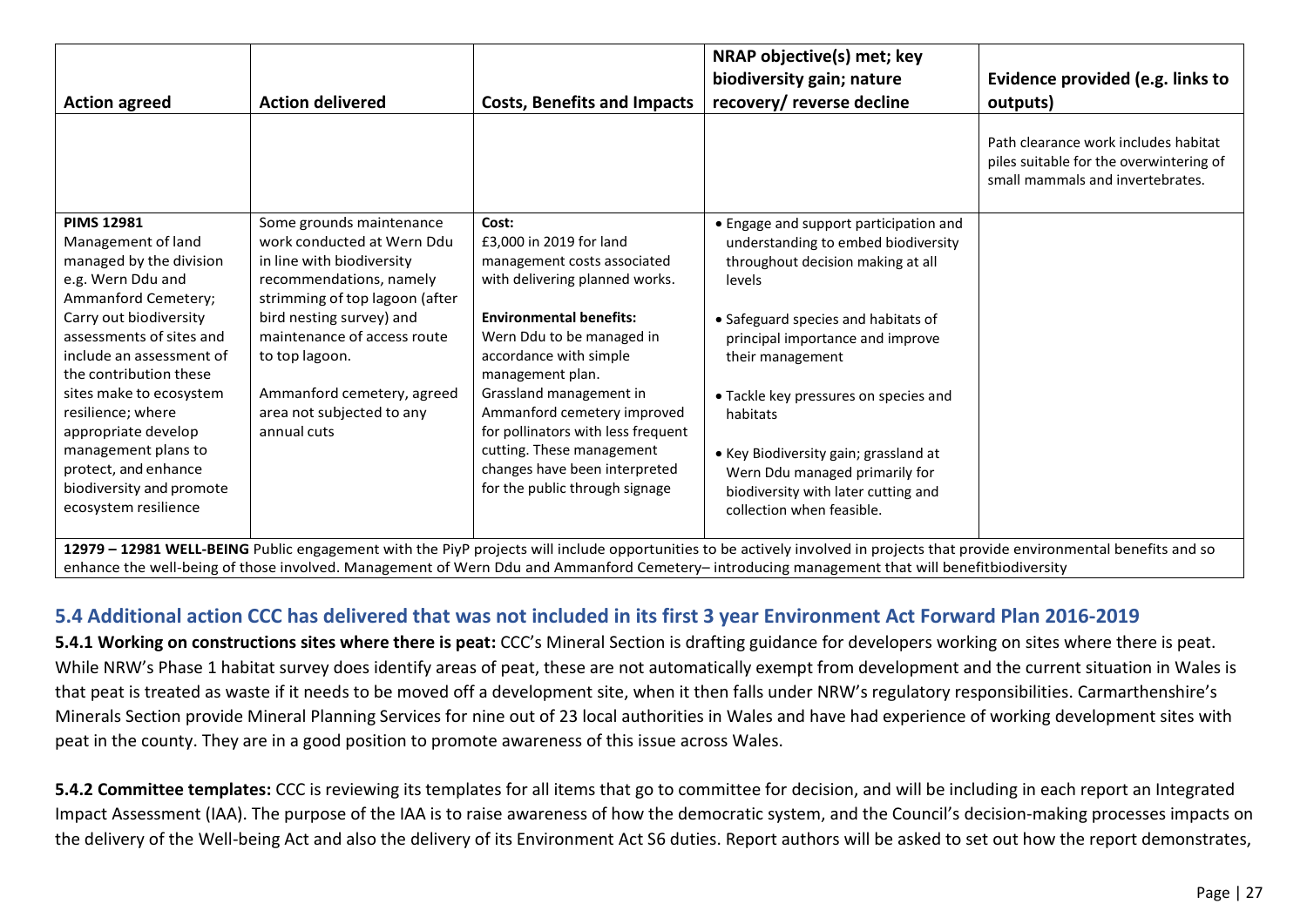| Action agreed | Action delivered | Costs, Benefits and Impacts | NRAP objective(s) met; key biodiversity gain; nature recovery/ reverse decline | Evidence provided (e.g. links to outputs) |
|---|---|---|---|---|
| | | | | Path clearance work includes habitat piles suitable for the overwintering of small mammals and invertebrates. |
| **PIMS 12981** Management of land managed by the division e.g. Wern Ddu and Ammanford Cemetery; Carry out biodiversity assessments of sites and include an assessment of the contribution these sites make to ecosystem resilience; where appropriate develop management plans to protect, and enhance biodiversity and promote ecosystem resilience | Some grounds maintenance work conducted at Wern Ddu in line with biodiversity recommendations, namely strimming of top lagoon (after bird nesting survey) and maintenance of access route to top lagoon. Ammanford cemetery, agreed area not subjected to any annual cuts | **Cost:** £3,000 in 2019 for land management costs associated with delivering planned works. **Environmental benefits:** Wern Ddu to be managed in accordance with simple management plan. Grassland management in Ammanford cemetery improved for pollinators with less frequent cutting. These management changes have been interpreted for the public through signage | • Engage and support participation and understanding to embed biodiversity throughout decision making at all levels • Safeguard species and habitats of principal importance and improve their management • Tackle key pressures on species and habitats • Key Biodiversity gain; grassland at Wern Ddu managed primarily for biodiversity with later cutting and collection when feasible. | |
| **12979 – 12981 WELL-BEING** Public engagement with the PiyP projects will include opportunities to be actively involved in projects that provide environmental benefits and so enhance the well-being of those involved. Management of Wern Ddu and Ammanford Cemetery– introducing management that will benefitbiodiversity | | | | |

## 5.4 Additional action CCC has delivered that was not included in its first 3 year Environment Act Forward Plan 2016-2019

**5.4.1 Working on constructions sites where there is peat:** CCC's Mineral Section is drafting guidance for developers working on sites where there is peat. While NRW's Phase 1 habitat survey does identify areas of peat, these are not automatically exempt from development and the current situation in Wales is that peat is treated as waste if it needs to be moved off a development site, when it then falls under NRW's regulatory responsibilities. Carmarthenshire's Minerals Section provide Mineral Planning Services for nine out of 23 local authorities in Wales and have had experience of working development sites with peat in the county. They are in a good position to promote awareness of this issue across Wales.

**5.4.2 Committee templates:** CCC is reviewing its templates for all items that go to committee for decision, and will be including in each report an Integrated Impact Assessment (IAA). The purpose of the IAA is to raise awareness of how the democratic system, and the Council's decision-making processes impacts on the delivery of the Well-being Act and also the delivery of its Environment Act S6 duties. Report authors will be asked to set out how the report demonstrates,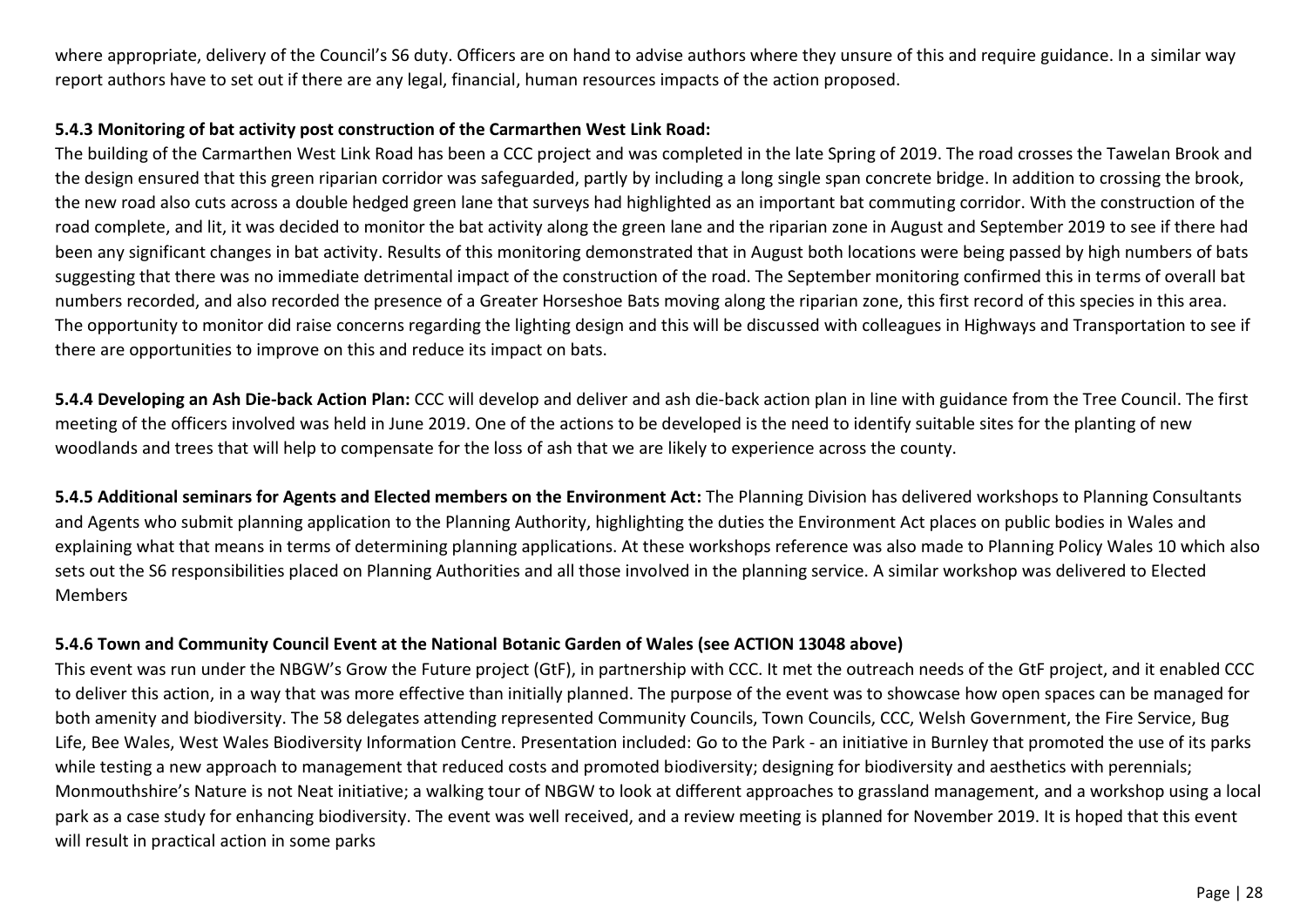where appropriate, delivery of the Council's S6 duty. Officers are on hand to advise authors where they unsure of this and require guidance. In a similar way report authors have to set out if there are any legal, financial, human resources impacts of the action proposed.

**5.4.3 Monitoring of bat activity post construction of the Carmarthen West Link Road:**

The building of the Carmarthen West Link Road has been a CCC project and was completed in the late Spring of 2019. The road crosses the Tawelan Brook and the design ensured that this green riparian corridor was safeguarded, partly by including a long single span concrete bridge. In addition to crossing the brook, the new road also cuts across a double hedged green lane that surveys had highlighted as an important bat commuting corridor. With the construction of the road complete, and lit, it was decided to monitor the bat activity along the green lane and the riparian zone in August and September 2019 to see if there had been any significant changes in bat activity. Results of this monitoring demonstrated that in August both locations were being passed by high numbers of bats suggesting that there was no immediate detrimental impact of the construction of the road. The September monitoring confirmed this in terms of overall bat numbers recorded, and also recorded the presence of a Greater Horseshoe Bats moving along the riparian zone, this first record of this species in this area. The opportunity to monitor did raise concerns regarding the lighting design and this will be discussed with colleagues in Highways and Transportation to see if there are opportunities to improve on this and reduce its impact on bats.

**5.4.4 Developing an Ash Die-back Action Plan:** CCC will develop and deliver and ash die-back action plan in line with guidance from the Tree Council. The first meeting of the officers involved was held in June 2019. One of the actions to be developed is the need to identify suitable sites for the planting of new woodlands and trees that will help to compensate for the loss of ash that we are likely to experience across the county.

**5.4.5 Additional seminars for Agents and Elected members on the Environment Act:** The Planning Division has delivered workshops to Planning Consultants and Agents who submit planning application to the Planning Authority, highlighting the duties the Environment Act places on public bodies in Wales and explaining what that means in terms of determining planning applications. At these workshops reference was also made to Planning Policy Wales 10 which also sets out the S6 responsibilities placed on Planning Authorities and all those involved in the planning service. A similar workshop was delivered to Elected Members

**5.4.6 Town and Community Council Event at the National Botanic Garden of Wales (see ACTION 13048 above)**

This event was run under the NBGW's Grow the Future project (GtF), in partnership with CCC. It met the outreach needs of the GtF project, and it enabled CCC to deliver this action, in a way that was more effective than initially planned. The purpose of the event was to showcase how open spaces can be managed for both amenity and biodiversity. The 58 delegates attending represented Community Councils, Town Councils, CCC, Welsh Government, the Fire Service, Bug Life, Bee Wales, West Wales Biodiversity Information Centre. Presentation included: Go to the Park - an initiative in Burnley that promoted the use of its parks while testing a new approach to management that reduced costs and promoted biodiversity; designing for biodiversity and aesthetics with perennials; Monmouthshire's Nature is not Neat initiative; a walking tour of NBGW to look at different approaches to grassland management, and a workshop using a local park as a case study for enhancing biodiversity. The event was well received, and a review meeting is planned for November 2019. It is hoped that this event will result in practical action in some parks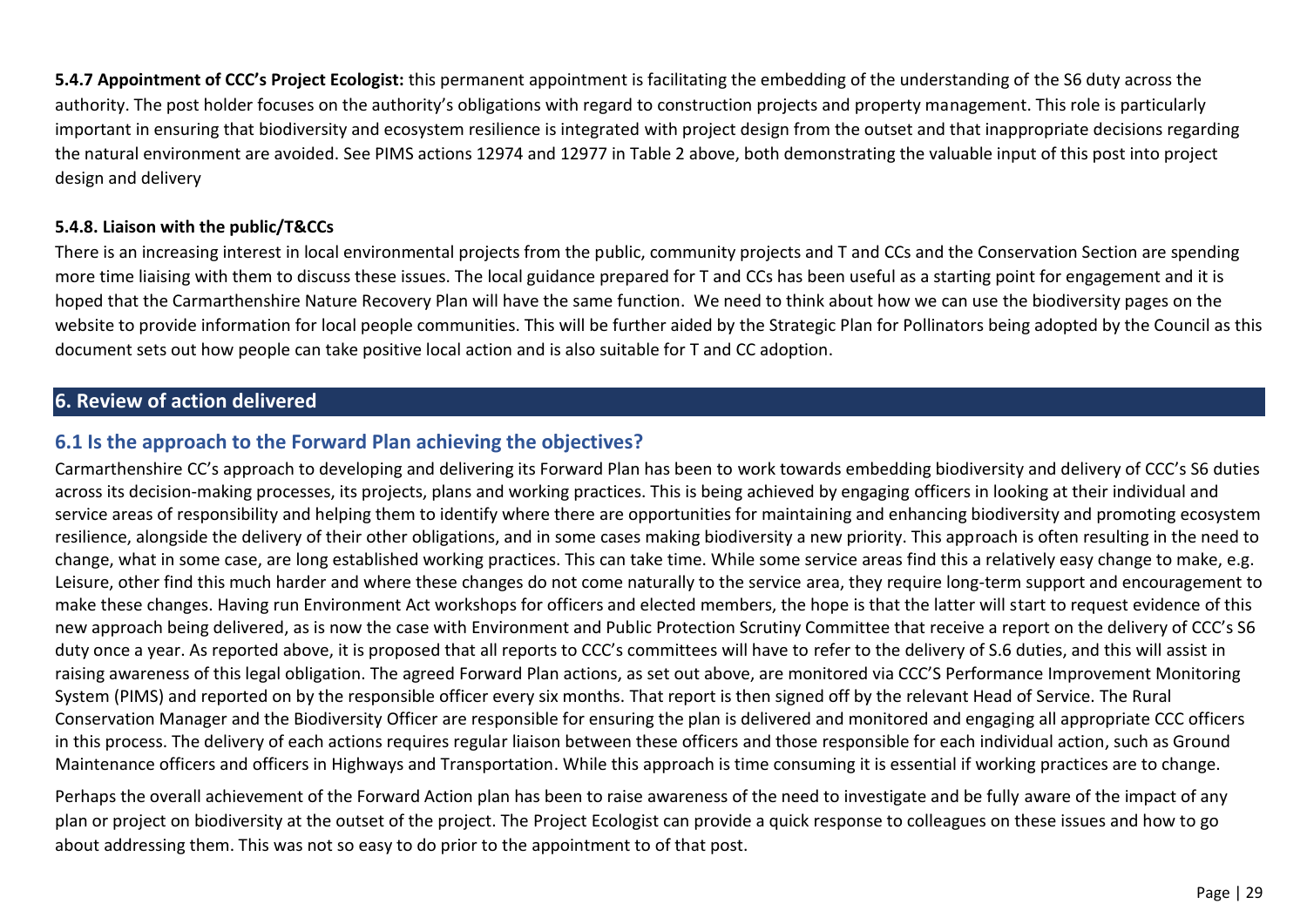**5.4.7 Appointment of CCC's Project Ecologist:** this permanent appointment is facilitating the embedding of the understanding of the S6 duty across the authority. The post holder focuses on the authority's obligations with regard to construction projects and property management. This role is particularly important in ensuring that biodiversity and ecosystem resilience is integrated with project design from the outset and that inappropriate decisions regarding the natural environment are avoided. See PIMS actions 12974 and 12977 in Table 2 above, both demonstrating the valuable input of this post into project design and delivery

**5.4.8. Liaison with the public/T&CCs**

There is an increasing interest in local environmental projects from the public, community projects and T and CCs and the Conservation Section are spending more time liaising with them to discuss these issues. The local guidance prepared for T and CCs has been useful as a starting point for engagement and it is hoped that the Carmarthenshire Nature Recovery Plan will have the same function. We need to think about how we can use the biodiversity pages on the website to provide information for local people communities. This will be further aided by the Strategic Plan for Pollinators being adopted by the Council as this document sets out how people can take positive local action and is also suitable for T and CC adoption.

## 6. Review of action delivered

### 6.1 Is the approach to the Forward Plan achieving the objectives?

Carmarthenshire CC's approach to developing and delivering its Forward Plan has been to work towards embedding biodiversity and delivery of CCC's S6 duties across its decision-making processes, its projects, plans and working practices. This is being achieved by engaging officers in looking at their individual and service areas of responsibility and helping them to identify where there are opportunities for maintaining and enhancing biodiversity and promoting ecosystem resilience, alongside the delivery of their other obligations, and in some cases making biodiversity a new priority. This approach is often resulting in the need to change, what in some case, are long established working practices. This can take time. While some service areas find this a relatively easy change to make, e.g. Leisure, other find this much harder and where these changes do not come naturally to the service area, they require long-term support and encouragement to make these changes. Having run Environment Act workshops for officers and elected members, the hope is that the latter will start to request evidence of this new approach being delivered, as is now the case with Environment and Public Protection Scrutiny Committee that receive a report on the delivery of CCC's S6 duty once a year. As reported above, it is proposed that all reports to CCC's committees will have to refer to the delivery of S.6 duties, and this will assist in raising awareness of this legal obligation. The agreed Forward Plan actions, as set out above, are monitored via CCC'S Performance Improvement Monitoring System (PIMS) and reported on by the responsible officer every six months. That report is then signed off by the relevant Head of Service. The Rural Conservation Manager and the Biodiversity Officer are responsible for ensuring the plan is delivered and monitored and engaging all appropriate CCC officers in this process. The delivery of each actions requires regular liaison between these officers and those responsible for each individual action, such as Ground Maintenance officers and officers in Highways and Transportation. While this approach is time consuming it is essential if working practices are to change.

Perhaps the overall achievement of the Forward Action plan has been to raise awareness of the need to investigate and be fully aware of the impact of any plan or project on biodiversity at the outset of the project. The Project Ecologist can provide a quick response to colleagues on these issues and how to go about addressing them. This was not so easy to do prior to the appointment to of that post.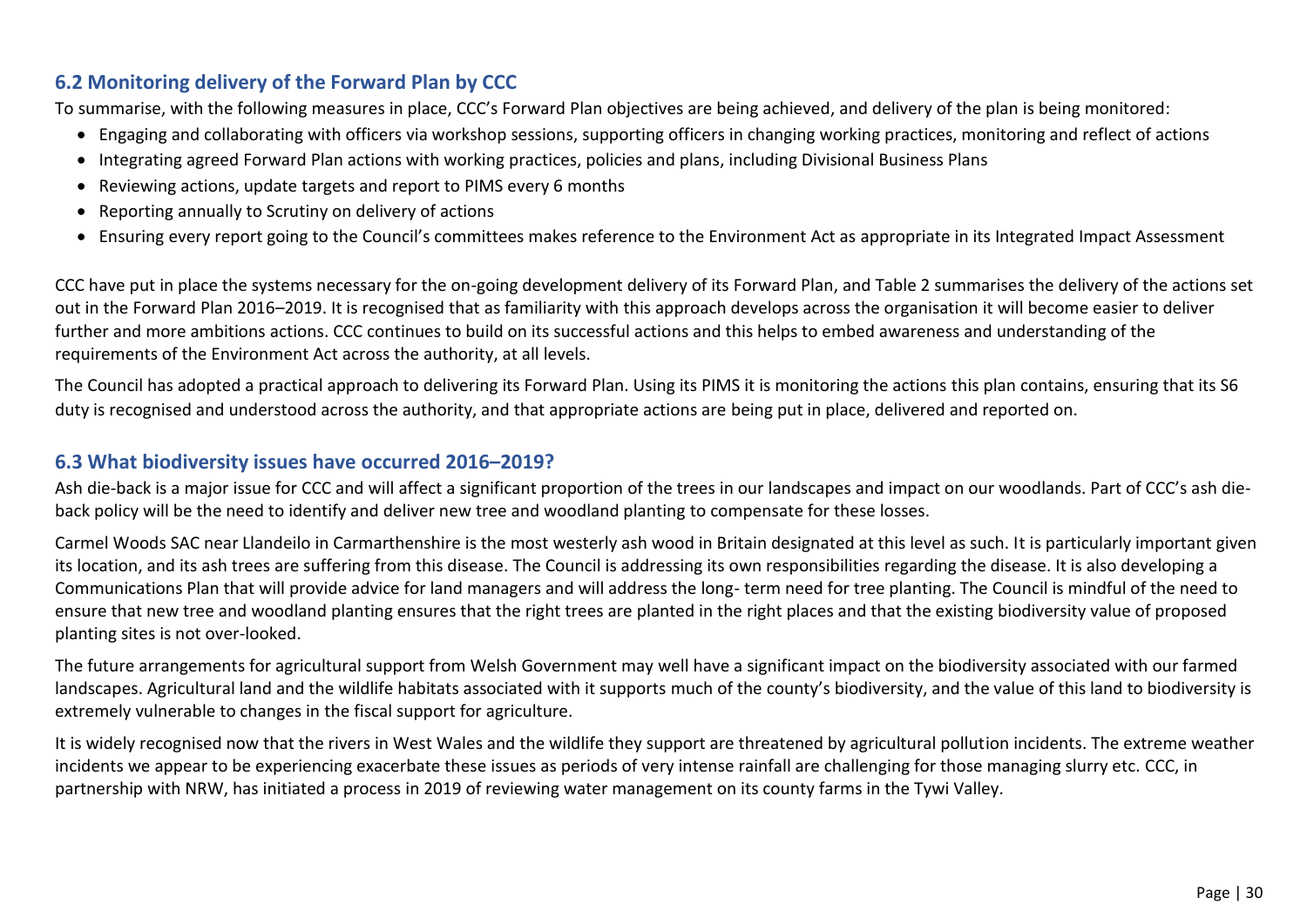## 6.2 Monitoring delivery of the Forward Plan by CCC

To summarise, with the following measures in place, CCC's Forward Plan objectives are being achieved, and delivery of the plan is being monitored:

- Engaging and collaborating with officers via workshop sessions, supporting officers in changing working practices, monitoring and reflect of actions
- Integrating agreed Forward Plan actions with working practices, policies and plans, including Divisional Business Plans
- Reviewing actions, update targets and report to PIMS every 6 months
- Reporting annually to Scrutiny on delivery of actions
- Ensuring every report going to the Council's committees makes reference to the Environment Act as appropriate in its Integrated Impact Assessment

CCC have put in place the systems necessary for the on-going development delivery of its Forward Plan, and Table 2 summarises the delivery of the actions set out in the Forward Plan 2016–2019. It is recognised that as familiarity with this approach develops across the organisation it will become easier to deliver further and more ambitions actions. CCC continues to build on its successful actions and this helps to embed awareness and understanding of the requirements of the Environment Act across the authority, at all levels.

The Council has adopted a practical approach to delivering its Forward Plan. Using its PIMS it is monitoring the actions this plan contains, ensuring that its S6 duty is recognised and understood across the authority, and that appropriate actions are being put in place, delivered and reported on.

## 6.3 What biodiversity issues have occurred 2016–2019?

Ash die-back is a major issue for CCC and will affect a significant proportion of the trees in our landscapes and impact on our woodlands. Part of CCC's ash die-back policy will be the need to identify and deliver new tree and woodland planting to compensate for these losses.

Carmel Woods SAC near Llandeilo in Carmarthenshire is the most westerly ash wood in Britain designated at this level as such. It is particularly important given its location, and its ash trees are suffering from this disease. The Council is addressing its own responsibilities regarding the disease. It is also developing a Communications Plan that will provide advice for land managers and will address the long- term need for tree planting. The Council is mindful of the need to ensure that new tree and woodland planting ensures that the right trees are planted in the right places and that the existing biodiversity value of proposed planting sites is not over-looked.

The future arrangements for agricultural support from Welsh Government may well have a significant impact on the biodiversity associated with our farmed landscapes. Agricultural land and the wildlife habitats associated with it supports much of the county's biodiversity, and the value of this land to biodiversity is extremely vulnerable to changes in the fiscal support for agriculture.

It is widely recognised now that the rivers in West Wales and the wildlife they support are threatened by agricultural pollution incidents. The extreme weather incidents we appear to be experiencing exacerbate these issues as periods of very intense rainfall are challenging for those managing slurry etc. CCC, in partnership with NRW, has initiated a process in 2019 of reviewing water management on its county farms in the Tywi Valley.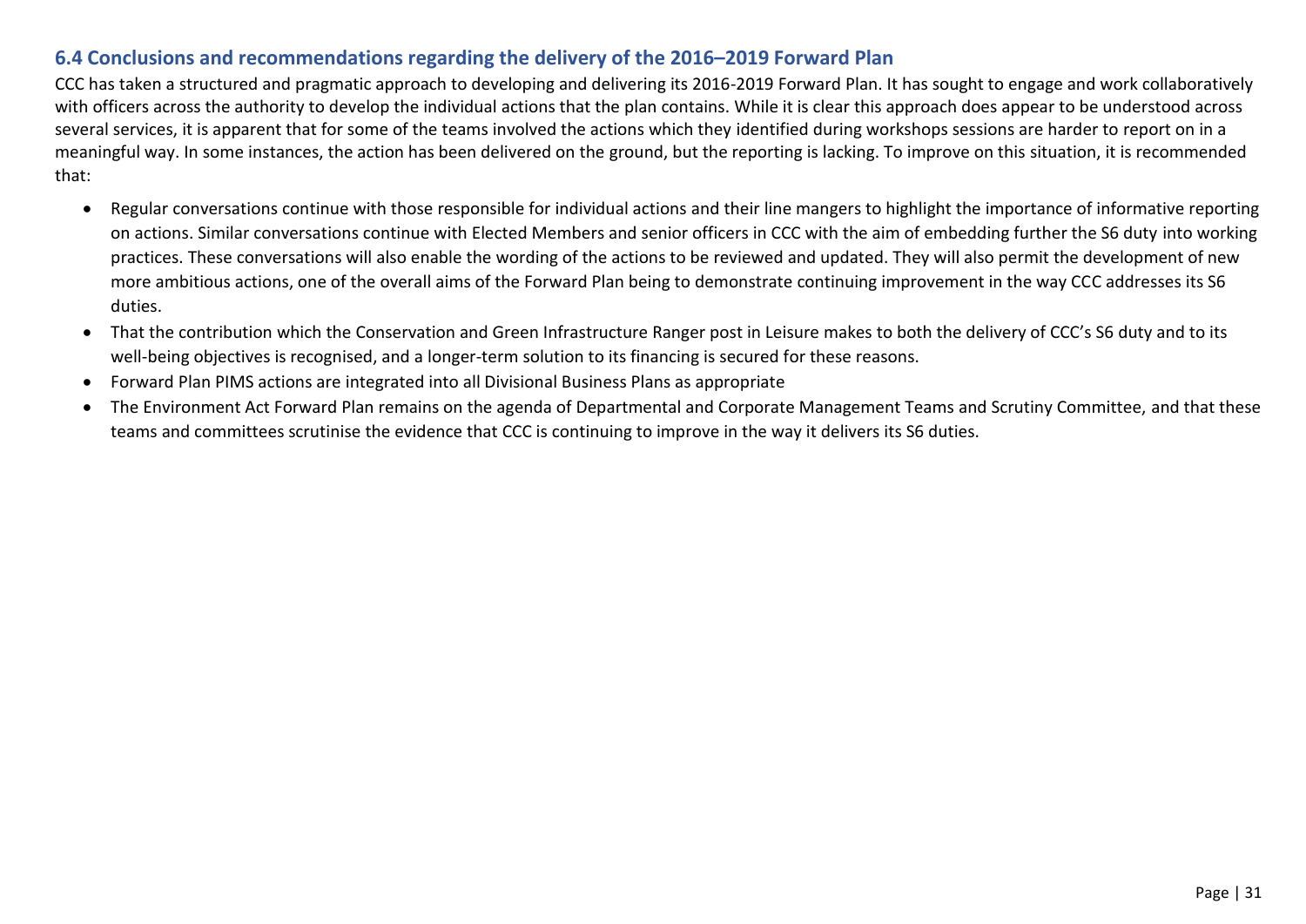## 6.4 Conclusions and recommendations regarding the delivery of the 2016–2019 Forward Plan

CCC has taken a structured and pragmatic approach to developing and delivering its 2016-2019 Forward Plan. It has sought to engage and work collaboratively with officers across the authority to develop the individual actions that the plan contains. While it is clear this approach does appear to be understood across several services, it is apparent that for some of the teams involved the actions which they identified during workshops sessions are harder to report on in a meaningful way. In some instances, the action has been delivered on the ground, but the reporting is lacking. To improve on this situation, it is recommended that:

- Regular conversations continue with those responsible for individual actions and their line mangers to highlight the importance of informative reporting on actions. Similar conversations continue with Elected Members and senior officers in CCC with the aim of embedding further the S6 duty into working practices. These conversations will also enable the wording of the actions to be reviewed and updated. They will also permit the development of new more ambitious actions, one of the overall aims of the Forward Plan being to demonstrate continuing improvement in the way CCC addresses its S6 duties.
- That the contribution which the Conservation and Green Infrastructure Ranger post in Leisure makes to both the delivery of CCC's S6 duty and to its well-being objectives is recognised, and a longer-term solution to its financing is secured for these reasons.
- Forward Plan PIMS actions are integrated into all Divisional Business Plans as appropriate
- The Environment Act Forward Plan remains on the agenda of Departmental and Corporate Management Teams and Scrutiny Committee, and that these teams and committees scrutinise the evidence that CCC is continuing to improve in the way it delivers its S6 duties.